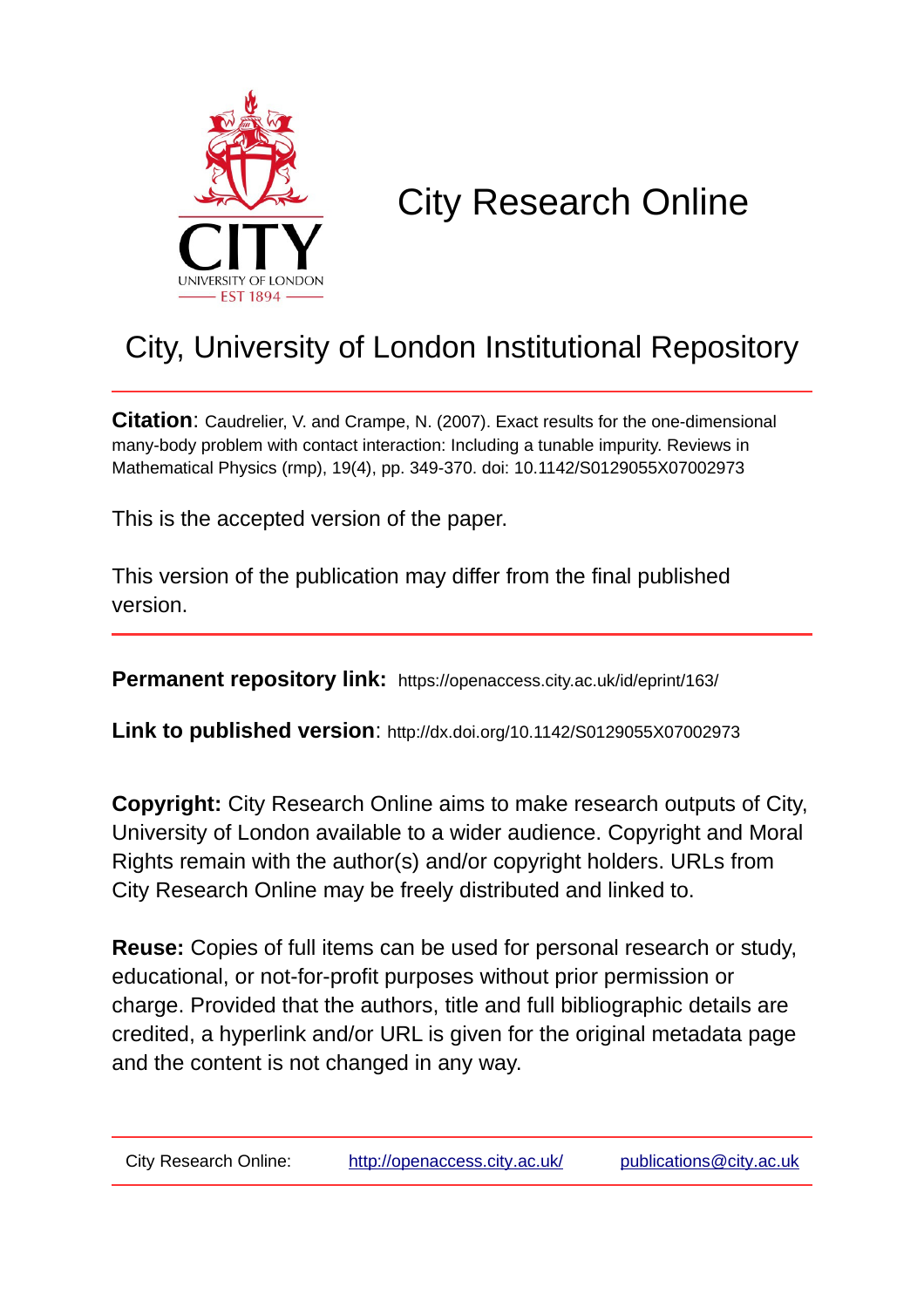# City Research Online

## City, University of London Institutional Repository

**Citation**: Caudrelier, V. and Crampe, N. (2007). Exact results for the one-dimensional many-body problem with contact interaction: Including a tunable impurity. Reviews in Mathematical Physics (rmp), 19(4), pp. 349-370. doi: 10.1142/S0129055X07002973

This is the accepted version of the paper.

This version of the publication may differ from the final published version.

---

**Permanent repository link:** https://openaccess.city.ac.uk/id/eprint/163/

**Link to published version**: http://dx.doi.org/10.1142/S0129055X07002973

**Copyright:** City Research Online aims to make research outputs of City, University of London available to a wider audience. Copyright and Moral Rights remain with the author(s) and/or copyright holders. URLs from City Research Online may be freely distributed and linked to.

**Reuse:** Copies of full items can be used for personal research or study, educational, or not-for-profit purposes without prior permission or charge. Provided that the authors, title and full bibliographic details are credited, a hyperlink and/or URL is given for the original metadata page and the content is not changed in any way.

---

City Research Online: http://openaccess.city.ac.uk/ publications@city.ac.uk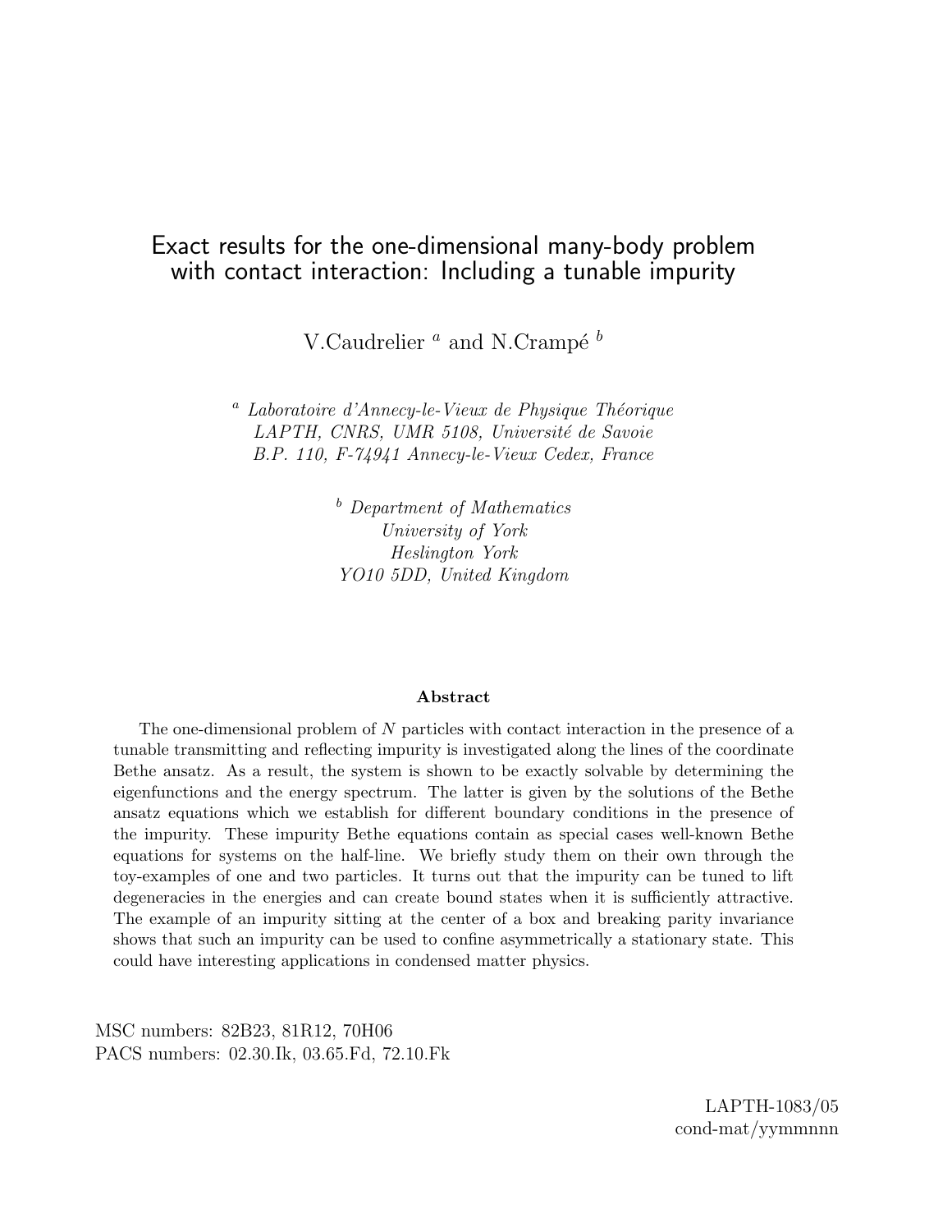# Exact results for the one-dimensional many-body problem with contact interaction: Including a tunable impurity

V.Caudrelier [a] and N.Crampé [b]

[a] *Laboratoire d'Annecy-le-Vieux de Physique Théorique*
*LAPTH, CNRS, UMR 5108, Université de Savoie*
*B.P. 110, F-74941 Annecy-le-Vieux Cedex, France*

[b] *Department of Mathematics*
*University of York*
*Heslington York*
*YO10 5DD, United Kingdom*

**Abstract**

The one-dimensional problem of $N$ particles with contact interaction in the presence of a tunable transmitting and reflecting impurity is investigated along the lines of the coordinate Bethe ansatz. As a result, the system is shown to be exactly solvable by determining the eigenfunctions and the energy spectrum. The latter is given by the solutions of the Bethe ansatz equations which we establish for different boundary conditions in the presence of the impurity. These impurity Bethe equations contain as special cases well-known Bethe equations for systems on the half-line. We briefly study them on their own through the toy-examples of one and two particles. It turns out that the impurity can be tuned to lift degeneracies in the energies and can create bound states when it is sufficiently attractive. The example of an impurity sitting at the center of a box and breaking parity invariance shows that such an impurity can be used to confine asymmetrically a stationary state. This could have interesting applications in condensed matter physics.

MSC numbers: 82B23, 81R12, 70H06
PACS numbers: 02.30.Ik, 03.65.Fd, 72.10.Fk

LAPTH-1083/05
cond-mat/yymmnnn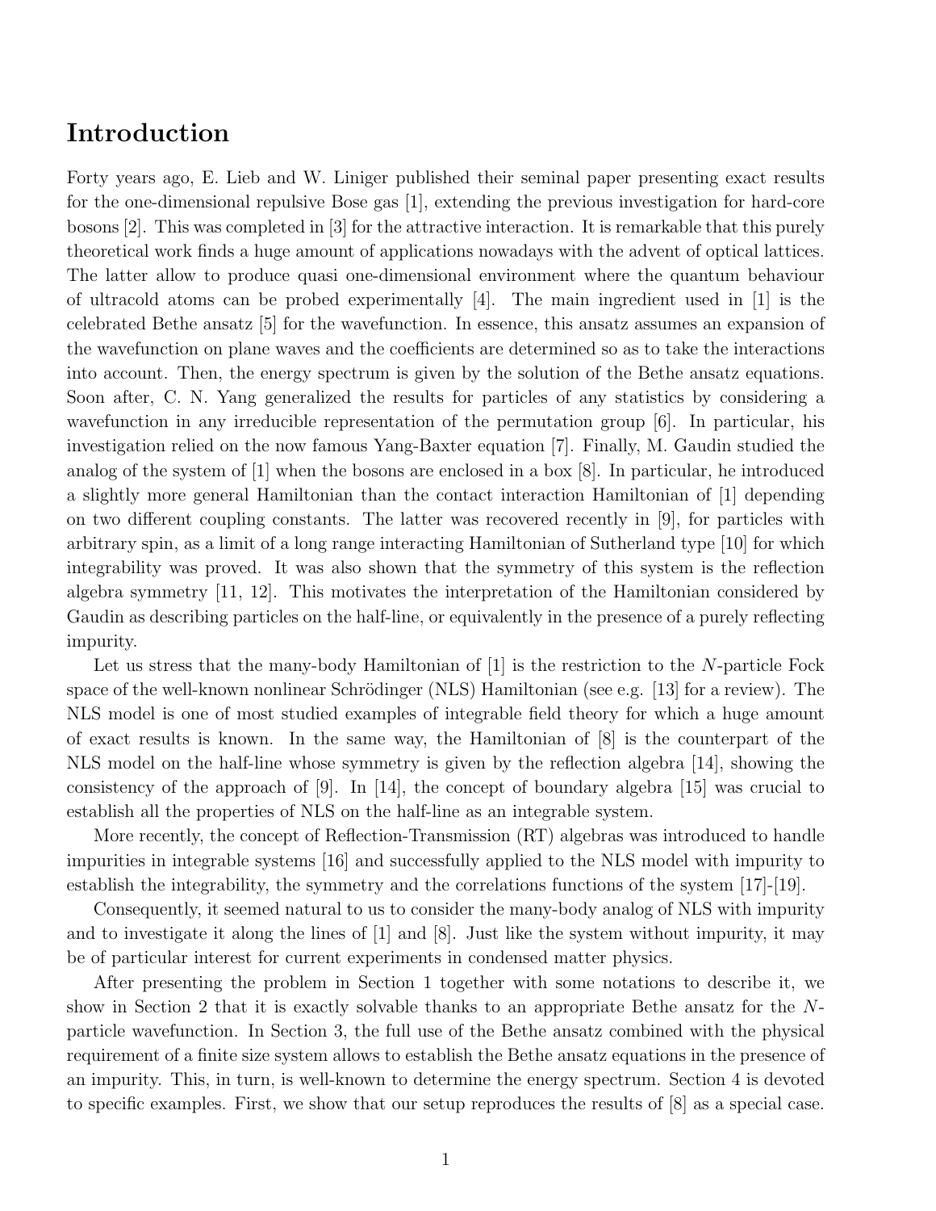# Introduction

Forty years ago, E. Lieb and W. Liniger published their seminal paper presenting exact results for the one-dimensional repulsive Bose gas [1], extending the previous investigation for hard-core bosons [2]. This was completed in [3] for the attractive interaction. It is remarkable that this purely theoretical work finds a huge amount of applications nowadays with the advent of optical lattices. The latter allow to produce quasi one-dimensional environment where the quantum behaviour of ultracold atoms can be probed experimentally [4]. The main ingredient used in [1] is the celebrated Bethe ansatz [5] for the wavefunction. In essence, this ansatz assumes an expansion of the wavefunction on plane waves and the coefficients are determined so as to take the interactions into account. Then, the energy spectrum is given by the solution of the Bethe ansatz equations. Soon after, C. N. Yang generalized the results for particles of any statistics by considering a wavefunction in any irreducible representation of the permutation group [6]. In particular, his investigation relied on the now famous Yang-Baxter equation [7]. Finally, M. Gaudin studied the analog of the system of [1] when the bosons are enclosed in a box [8]. In particular, he introduced a slightly more general Hamiltonian than the contact interaction Hamiltonian of [1] depending on two different coupling constants. The latter was recovered recently in [9], for particles with arbitrary spin, as a limit of a long range interacting Hamiltonian of Sutherland type [10] for which integrability was proved. It was also shown that the symmetry of this system is the reflection algebra symmetry [11, 12]. This motivates the interpretation of the Hamiltonian considered by Gaudin as describing particles on the half-line, or equivalently in the presence of a purely reflecting impurity.

Let us stress that the many-body Hamiltonian of [1] is the restriction to the $N$-particle Fock space of the well-known nonlinear Schrödinger (NLS) Hamiltonian (see e.g. [13] for a review). The NLS model is one of most studied examples of integrable field theory for which a huge amount of exact results is known. In the same way, the Hamiltonian of [8] is the counterpart of the NLS model on the half-line whose symmetry is given by the reflection algebra [14], showing the consistency of the approach of [9]. In [14], the concept of boundary algebra [15] was crucial to establish all the properties of NLS on the half-line as an integrable system.

More recently, the concept of Reflection-Transmission (RT) algebras was introduced to handle impurities in integrable systems [16] and successfully applied to the NLS model with impurity to establish the integrability, the symmetry and the correlations functions of the system [17]-[19].

Consequently, it seemed natural to us to consider the many-body analog of NLS with impurity and to investigate it along the lines of [1] and [8]. Just like the system without impurity, it may be of particular interest for current experiments in condensed matter physics.

After presenting the problem in Section 1 together with some notations to describe it, we show in Section 2 that it is exactly solvable thanks to an appropriate Bethe ansatz for the $N$-particle wavefunction. In Section 3, the full use of the Bethe ansatz combined with the physical requirement of a finite size system allows to establish the Bethe ansatz equations in the presence of an impurity. This, in turn, is well-known to determine the energy spectrum. Section 4 is devoted to specific examples. First, we show that our setup reproduces the results of [8] as a special case.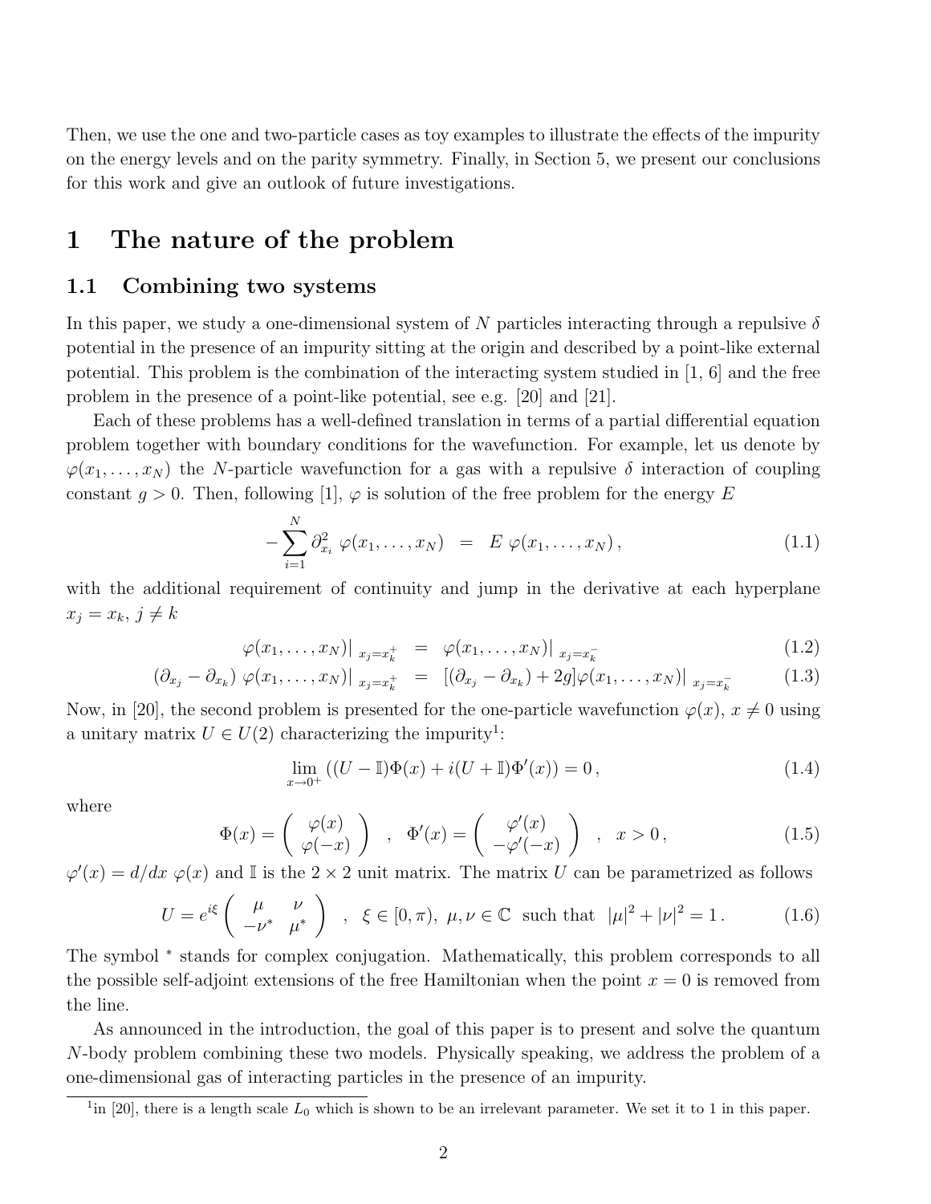Then, we use the one and two-particle cases as toy examples to illustrate the effects of the impurity on the energy levels and on the parity symmetry. Finally, in Section 5, we present our conclusions for this work and give an outlook of future investigations.

# 1 The nature of the problem

## 1.1 Combining two systems

In this paper, we study a one-dimensional system of $N$ particles interacting through a repulsive $\delta$ potential in the presence of an impurity sitting at the origin and described by a point-like external potential. This problem is the combination of the interacting system studied in [1, 6] and the free problem in the presence of a point-like potential, see e.g. [20] and [21].

Each of these problems has a well-defined translation in terms of a partial differential equation problem together with boundary conditions for the wavefunction. For example, let us denote by $\varphi(x_1, \ldots, x_N)$ the $N$-particle wavefunction for a gas with a repulsive $\delta$ interaction of coupling constant $g > 0$. Then, following [1], $\varphi$ is solution of the free problem for the energy $E$

$$
-\sum_{i=1}^{N} \partial_{x_i}^2 \; \varphi(x_1, \ldots, x_N) \;\; = \;\; E \; \varphi(x_1, \ldots, x_N) \,, \tag{1.1}
$$

with the additional requirement of continuity and jump in the derivative at each hyperplane $x_j = x_k$, $j \neq k$

$$
\varphi(x_1, \ldots, x_N)\big|_{\,x_j = x_k^+} \;\; = \;\; \varphi(x_1, \ldots, x_N)\big|_{\,x_j = x_k^-} \tag{1.2}
$$

$$
(\partial_{x_j} - \partial_{x_k}) \; \varphi(x_1, \ldots, x_N)\big|_{\,x_j = x_k^+} \;\; = \;\; [(\partial_{x_j} - \partial_{x_k}) + 2g]\varphi(x_1, \ldots, x_N)\big|_{\,x_j = x_k^-} \tag{1.3}
$$

Now, in [20], the second problem is presented for the one-particle wavefunction $\varphi(x)$, $x \neq 0$ using a unitary matrix $U \in U(2)$ characterizing the impurity[1]:

$$
\lim_{x \to 0^+} \left( (U - \mathbb{I})\Phi(x) + i(U + \mathbb{I})\Phi'(x) \right) = 0 \,, \tag{1.4}
$$

where

$$
\Phi(x) = \begin{pmatrix} \varphi(x) \\ \varphi(-x) \end{pmatrix} \quad , \quad \Phi'(x) = \begin{pmatrix} \varphi'(x) \\ -\varphi'(-x) \end{pmatrix} \quad , \quad x > 0 \,, \tag{1.5}
$$

$\varphi'(x) = d/dx \; \varphi(x)$ and $\mathbb{I}$ is the $2 \times 2$ unit matrix. The matrix $U$ can be parametrized as follows

$$
U = e^{i\xi} \begin{pmatrix} \mu & \nu \\ -\nu^* & \mu^* \end{pmatrix} \quad , \quad \xi \in [0, \pi), \; \mu, \nu \in \mathbb{C} \; \text{ such that } \; |\mu|^2 + |\nu|^2 = 1 \,. \tag{1.6}
$$

The symbol $^*$ stands for complex conjugation. Mathematically, this problem corresponds to all the possible self-adjoint extensions of the free Hamiltonian when the point $x = 0$ is removed from the line.

As announced in the introduction, the goal of this paper is to present and solve the quantum $N$-body problem combining these two models. Physically speaking, we address the problem of a one-dimensional gas of interacting particles in the presence of an impurity.

[1] in [20], there is a length scale $L_0$ which is shown to be an irrelevant parameter. We set it to 1 in this paper.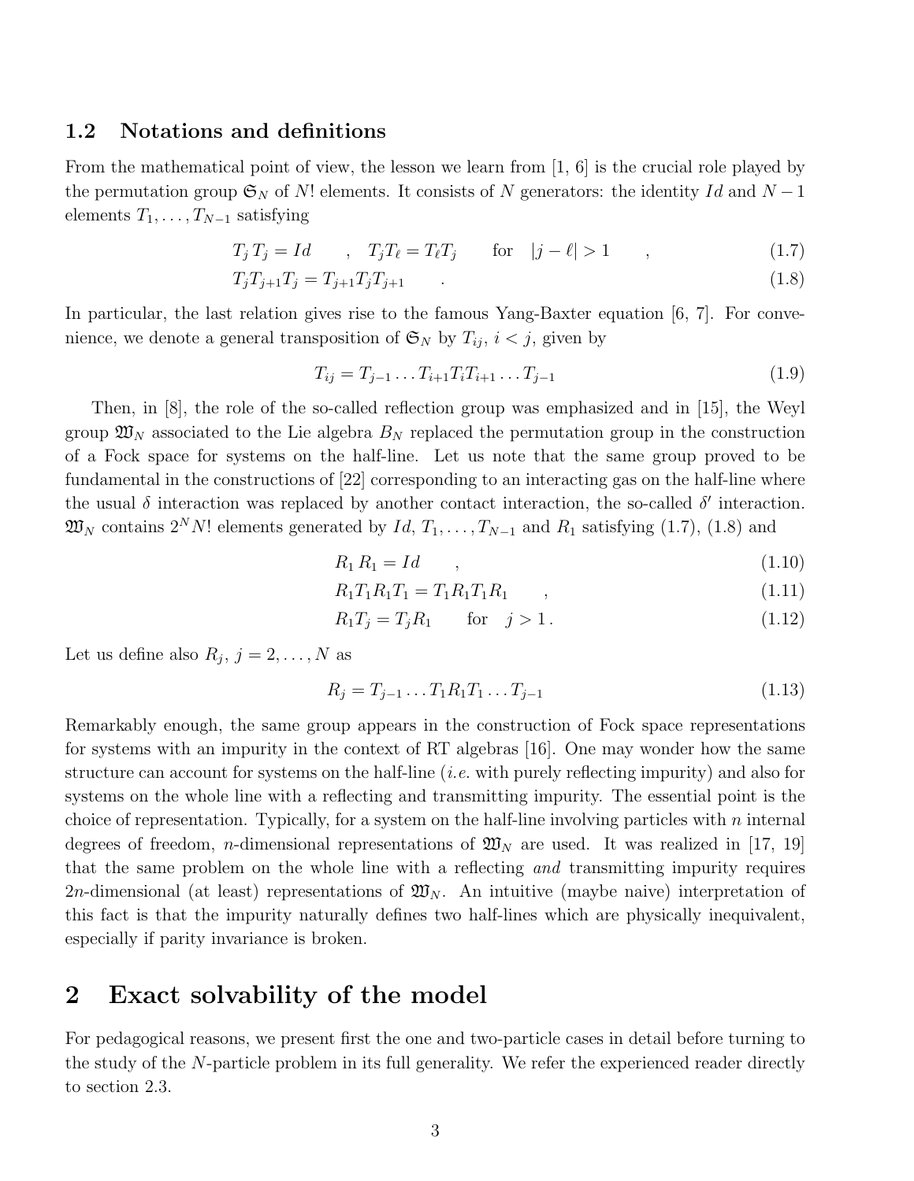### 1.2 Notations and definitions

From the mathematical point of view, the lesson we learn from [1, 6] is the crucial role played by the permutation group $\mathfrak{S}_N$ of $N!$ elements. It consists of $N$ generators: the identity $Id$ and $N-1$ elements $T_1, \ldots, T_{N-1}$ satisfying

$$T_j\, T_j = Id \qquad , \quad T_j T_\ell = T_\ell T_j \qquad \text{for} \quad |j-\ell| > 1 \qquad , \tag{1.7}$$

$$T_j T_{j+1} T_j = T_{j+1} T_j T_{j+1} \qquad . \tag{1.8}$$

In particular, the last relation gives rise to the famous Yang-Baxter equation [6, 7]. For convenience, we denote a general transposition of $\mathfrak{S}_N$ by $T_{ij}$, $i<j$, given by

$$T_{ij} = T_{j-1} \ldots T_{i+1} T_i T_{i+1} \ldots T_{j-1} \tag{1.9}$$

Then, in [8], the role of the so-called reflection group was emphasized and in [15], the Weyl group $\mathfrak{W}_N$ associated to the Lie algebra $B_N$ replaced the permutation group in the construction of a Fock space for systems on the half-line. Let us note that the same group proved to be fundamental in the constructions of [22] corresponding to an interacting gas on the half-line where the usual $\delta$ interaction was replaced by another contact interaction, the so-called $\delta'$ interaction. $\mathfrak{W}_N$ contains $2^N N!$ elements generated by $Id$, $T_1, \ldots, T_{N-1}$ and $R_1$ satisfying (1.7), (1.8) and

$$R_1\, R_1 = Id \qquad , \tag{1.10}$$

$$R_1 T_1 R_1 T_1 = T_1 R_1 T_1 R_1 \qquad , \tag{1.11}$$

$$R_1 T_j = T_j R_1 \qquad \text{for} \quad j>1\,. \tag{1.12}$$

Let us define also $R_j$, $j=2,\ldots,N$ as

$$R_j = T_{j-1} \ldots T_1 R_1 T_1 \ldots T_{j-1} \tag{1.13}$$

Remarkably enough, the same group appears in the construction of Fock space representations for systems with an impurity in the context of RT algebras [16]. One may wonder how the same structure can account for systems on the half-line (*i.e.* with purely reflecting impurity) and also for systems on the whole line with a reflecting and transmitting impurity. The essential point is the choice of representation. Typically, for a system on the half-line involving particles with $n$ internal degrees of freedom, $n$-dimensional representations of $\mathfrak{W}_N$ are used. It was realized in [17, 19] that the same problem on the whole line with a reflecting *and* transmitting impurity requires $2n$-dimensional (at least) representations of $\mathfrak{W}_N$. An intuitive (maybe naive) interpretation of this fact is that the impurity naturally defines two half-lines which are physically inequivalent, especially if parity invariance is broken.

## 2 Exact solvability of the model

For pedagogical reasons, we present first the one and two-particle cases in detail before turning to the study of the $N$-particle problem in its full generality. We refer the experienced reader directly to section 2.3.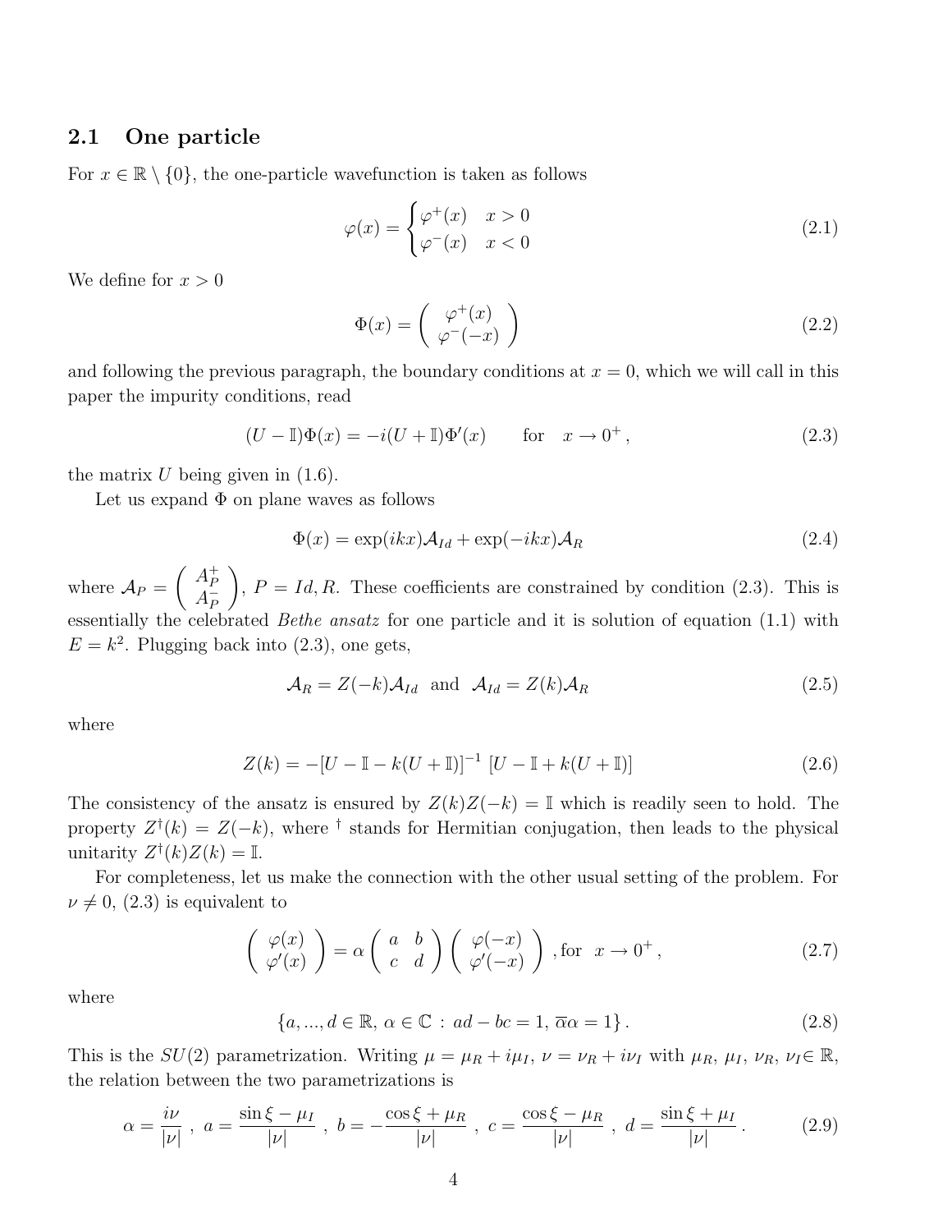### 2.1 One particle

For $x \in \mathbb{R} \setminus \{0\}$, the one-particle wavefunction is taken as follows

$$
\varphi(x) = \begin{cases} \varphi^+(x) & x > 0 \\ \varphi^-(x) & x < 0 \end{cases} \tag{2.1}
$$

We define for $x > 0$

$$
\Phi(x) = \begin{pmatrix} \varphi^+(x) \\ \varphi^-(-x) \end{pmatrix} \tag{2.2}
$$

and following the previous paragraph, the boundary conditions at $x = 0$, which we will call in this paper the impurity conditions, read

$$
(U - \mathbb{I})\Phi(x) = -i(U + \mathbb{I})\Phi'(x) \qquad \text{for} \quad x \to 0^+ \,, \tag{2.3}
$$

the matrix $U$ being given in (1.6).

Let us expand $\Phi$ on plane waves as follows

$$
\Phi(x) = \exp(ikx)\mathcal{A}_{Id} + \exp(-ikx)\mathcal{A}_R \tag{2.4}
$$

where $\mathcal{A}_P = \begin{pmatrix} A_P^+ \\ A_P^- \end{pmatrix}$, $P = Id, R$. These coefficients are constrained by condition (2.3). This is essentially the celebrated *Bethe ansatz* for one particle and it is solution of equation (1.1) with $E = k^2$. Plugging back into (2.3), one gets,

$$
\mathcal{A}_R = Z(-k)\mathcal{A}_{Id} \;\; \text{and} \;\; \mathcal{A}_{Id} = Z(k)\mathcal{A}_R \tag{2.5}
$$

where

$$
Z(k) = -[U - \mathbb{I} - k(U + \mathbb{I})]^{-1} \, [U - \mathbb{I} + k(U + \mathbb{I})] \tag{2.6}
$$

The consistency of the ansatz is ensured by $Z(k)Z(-k) = \mathbb{I}$ which is readily seen to hold. The property $Z^\dagger(k) = Z(-k)$, where $^\dagger$ stands for Hermitian conjugation, then leads to the physical unitarity $Z^\dagger(k)Z(k) = \mathbb{I}$.

For completeness, let us make the connection with the other usual setting of the problem. For $\nu \neq 0$, (2.3) is equivalent to

$$
\begin{pmatrix} \varphi(x) \\ \varphi'(x) \end{pmatrix} = \alpha \begin{pmatrix} a & b \\ c & d \end{pmatrix} \begin{pmatrix} \varphi(-x) \\ \varphi'(-x) \end{pmatrix} \text{, for} \;\; x \to 0^+ \,, \tag{2.7}
$$

where

$$
\{a, ..., d \in \mathbb{R}, \, \alpha \in \mathbb{C} \, : \, ad - bc = 1, \, \overline{\alpha}\alpha = 1\} \,. \tag{2.8}
$$

This is the $SU(2)$ parametrization. Writing $\mu = \mu_R + i\mu_I$, $\nu = \nu_R + i\nu_I$ with $\mu_R$, $\mu_I$, $\nu_R$, $\nu_I \in \mathbb{R}$, the relation between the two parametrizations is

$$
\alpha = \frac{i\nu}{|\nu|} \; , \; a = \frac{\sin\xi - \mu_I}{|\nu|} \; , \; b = -\frac{\cos\xi + \mu_R}{|\nu|} \; , \; c = \frac{\cos\xi - \mu_R}{|\nu|} \; , \; d = \frac{\sin\xi + \mu_I}{|\nu|} \,. \tag{2.9}
$$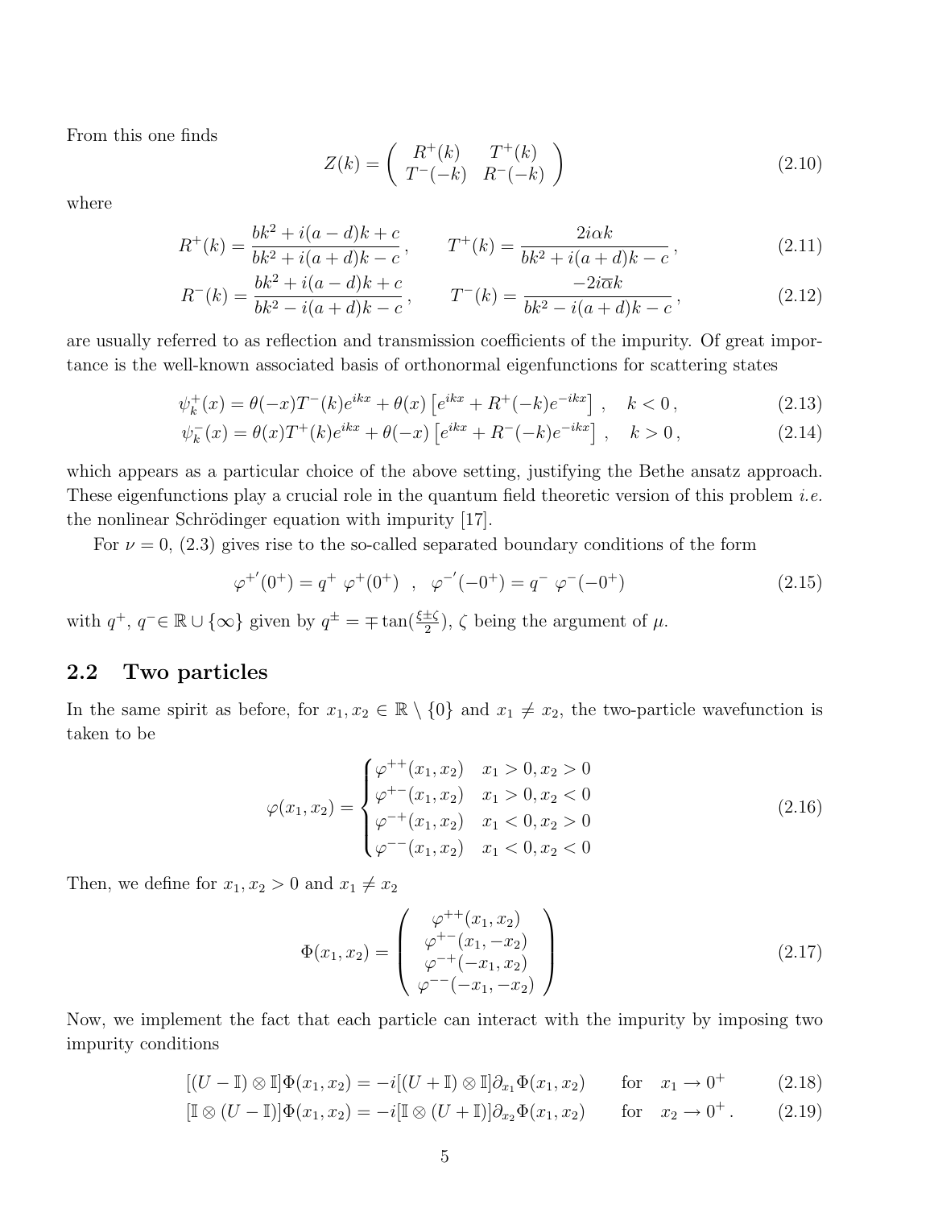From this one finds

$$Z(k) = \begin{pmatrix} R^+(k) & T^+(k) \\ T^-(-k) & R^-(-k) \end{pmatrix} \tag{2.10}$$

where

$$R^+(k) = \frac{bk^2 + i(a-d)k + c}{bk^2 + i(a+d)k - c}\,, \qquad T^+(k) = \frac{2i\alpha k}{bk^2 + i(a+d)k - c}\,, \tag{2.11}$$

$$R^-(k) = \frac{bk^2 + i(a-d)k + c}{bk^2 - i(a+d)k - c}\,, \qquad T^-(k) = \frac{-2i\overline{\alpha} k}{bk^2 - i(a+d)k - c}\,, \tag{2.12}$$

are usually referred to as reflection and transmission coefficients of the impurity. Of great importance is the well-known associated basis of orthonormal eigenfunctions for scattering states

$$\psi_k^+(x) = \theta(-x)T^-(k)e^{ikx} + \theta(x)\left[e^{ikx} + R^+(-k)e^{-ikx}\right]\,, \quad k<0\,, \tag{2.13}$$

$$\psi_k^-(x) = \theta(x)T^+(k)e^{ikx} + \theta(-x)\left[e^{ikx} + R^-(-k)e^{-ikx}\right]\,, \quad k>0\,, \tag{2.14}$$

which appears as a particular choice of the above setting, justifying the Bethe ansatz approach. These eigenfunctions play a crucial role in the quantum field theoretic version of this problem *i.e.* the nonlinear Schrödinger equation with impurity [17].

For $\nu = 0$, (2.3) gives rise to the so-called separated boundary conditions of the form

$$\varphi^{+'}(0^+) = q^+ \; \varphi^+(0^+) \quad , \quad \varphi^{-'}(-0^+) = q^- \; \varphi^-(-0^+) \tag{2.15}$$

with $q^+$, $q^- \in \mathbb{R} \cup \{\infty\}$ given by $q^\pm = \mp \tan(\frac{\xi \pm \zeta}{2})$, $\zeta$ being the argument of $\mu$.

## 2.2 Two particles

In the same spirit as before, for $x_1, x_2 \in \mathbb{R} \setminus \{0\}$ and $x_1 \neq x_2$, the two-particle wavefunction is taken to be

$$\varphi(x_1,x_2) = \begin{cases} \varphi^{++}(x_1,x_2) & x_1>0, x_2>0 \\ \varphi^{+-}(x_1,x_2) & x_1>0, x_2<0 \\ \varphi^{-+}(x_1,x_2) & x_1<0, x_2>0 \\ \varphi^{--}(x_1,x_2) & x_1<0, x_2<0 \end{cases} \tag{2.16}$$

Then, we define for $x_1, x_2 > 0$ and $x_1 \neq x_2$

$$\Phi(x_1,x_2) = \begin{pmatrix} \varphi^{++}(x_1,x_2) \\ \varphi^{+-}(x_1,-x_2) \\ \varphi^{-+}(-x_1,x_2) \\ \varphi^{--}(-x_1,-x_2) \end{pmatrix} \tag{2.17}$$

Now, we implement the fact that each particle can interact with the impurity by imposing two impurity conditions

$$[(U-\mathbb{I})\otimes \mathbb{I}]\Phi(x_1,x_2) = -i[(U+\mathbb{I})\otimes \mathbb{I}]\partial_{x_1}\Phi(x_1,x_2) \qquad \text{for} \quad x_1 \to 0^+ \tag{2.18}$$

$$[\mathbb{I}\otimes (U-\mathbb{I})]\Phi(x_1,x_2) = -i[\mathbb{I}\otimes (U+\mathbb{I})]\partial_{x_2}\Phi(x_1,x_2) \qquad \text{for} \quad x_2 \to 0^+\,. \tag{2.19}$$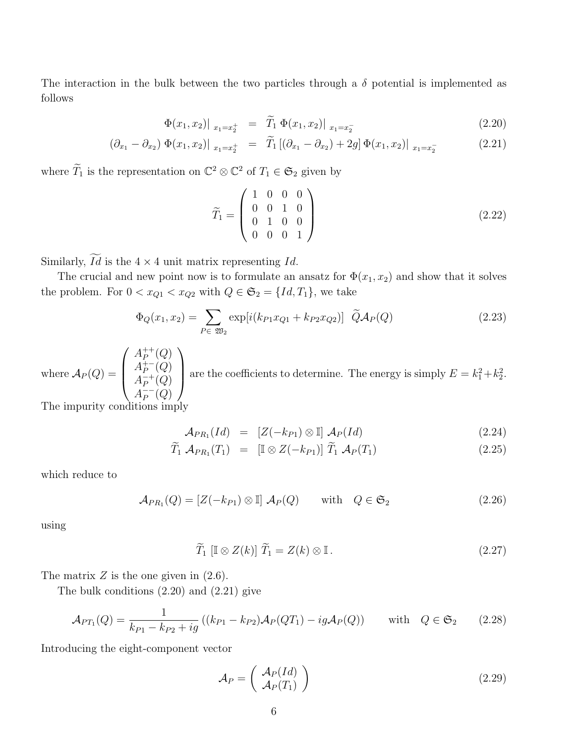The interaction in the bulk between the two particles through a $\delta$ potential is implemented as follows

$$
\begin{aligned}
\Phi(x_1,x_2)\big|_{\,x_1=x_2^+} &= \widetilde{T}_1\;\Phi(x_1,x_2)\big|_{\,x_1=x_2^-} && (2.20)\\
(\partial_{x_1}-\partial_{x_2})\,\Phi(x_1,x_2)\big|_{\,x_1=x_2^+} &= \widetilde{T}_1\left[(\partial_{x_1}-\partial_{x_2})+2g\right]\Phi(x_1,x_2)\big|_{\,x_1=x_2^-} && (2.21)
\end{aligned}
$$

where $\widetilde{T}_1$ is the representation on $\mathbb{C}^2\otimes\mathbb{C}^2$ of $T_1\in\mathfrak{S}_2$ given by

$$
\widetilde{T}_1=\begin{pmatrix} 1 & 0 & 0 & 0\\ 0 & 0 & 1 & 0\\ 0 & 1 & 0 & 0\\ 0 & 0 & 0 & 1 \end{pmatrix} \tag{2.22}
$$

Similarly, $\widetilde{Id}$ is the $4\times 4$ unit matrix representing $Id$.

The crucial and new point now is to formulate an ansatz for $\Phi(x_1,x_2)$ and show that it solves the problem. For $0<x_{Q1}<x_{Q2}$ with $Q\in\mathfrak{S}_2=\{Id,T_1\}$, we take

$$
\Phi_Q(x_1,x_2)=\sum_{P\in\,\mathfrak{W}_2}\exp[i(k_{P1}x_{Q1}+k_{P2}x_{Q2})]\;\;\widetilde{Q}\mathcal{A}_P(Q) \tag{2.23}
$$

where $\mathcal{A}_P(Q)=\begin{pmatrix} A_P^{++}(Q)\\ A_P^{+-}(Q)\\ A_P^{-+}(Q)\\ A_P^{--}(Q)\end{pmatrix}$ are the coefficients to determine. The energy is simply $E=k_1^2+k_2^2$.

The impurity conditions imply

$$
\begin{aligned}
\mathcal{A}_{PR_1}(Id) &= [Z(-k_{P1})\otimes\mathbb{I}]\;\mathcal{A}_P(Id) && (2.24)\\
\widetilde{T}_1\;\mathcal{A}_{PR_1}(T_1) &= [\mathbb{I}\otimes Z(-k_{P1})]\;\widetilde{T}_1\;\mathcal{A}_P(T_1) && (2.25)
\end{aligned}
$$

which reduce to

$$
\mathcal{A}_{PR_1}(Q)=[Z(-k_{P1})\otimes\mathbb{I}]\;\mathcal{A}_P(Q)\qquad\text{with}\quad Q\in\mathfrak{S}_2 \tag{2.26}
$$

using

$$
\widetilde{T}_1\;[\mathbb{I}\otimes Z(k)]\;\widetilde{T}_1=Z(k)\otimes\mathbb{I}\,. \tag{2.27}
$$

The matrix $Z$ is the one given in (2.6).

The bulk conditions (2.20) and (2.21) give

$$
\mathcal{A}_{PT_1}(Q)=\frac{1}{k_{P1}-k_{P2}+ig}\left((k_{P1}-k_{P2})\mathcal{A}_P(QT_1)-ig\mathcal{A}_P(Q)\right)\qquad\text{with}\quad Q\in\mathfrak{S}_2 \tag{2.28}
$$

Introducing the eight-component vector

$$
\mathcal{A}_P=\begin{pmatrix}\mathcal{A}_P(Id)\\ \mathcal{A}_P(T_1)\end{pmatrix} \tag{2.29}
$$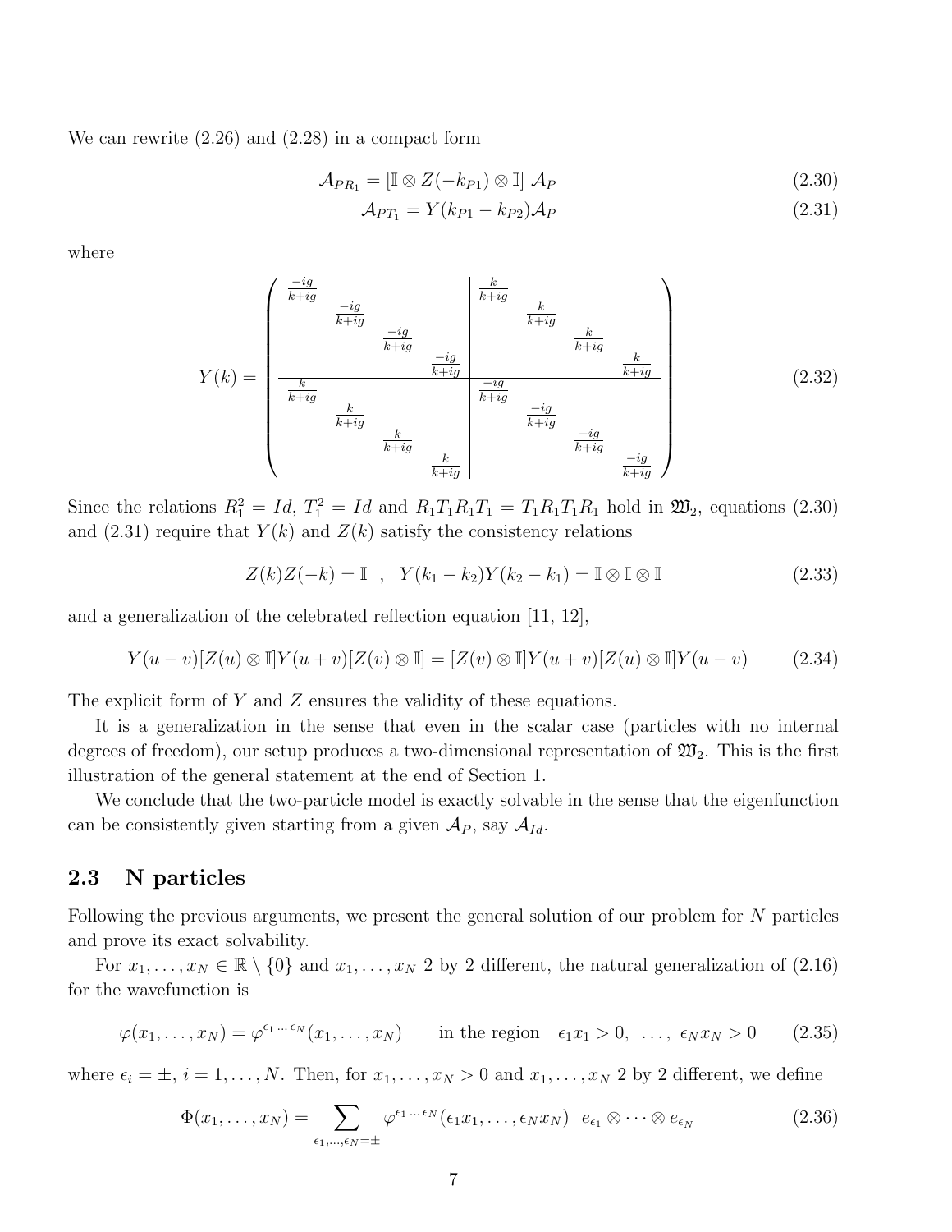We can rewrite (2.26) and (2.28) in a compact form

$$\mathcal{A}_{PR_1} = [\mathbb{I} \otimes Z(-k_{P1}) \otimes \mathbb{I}]\ \mathcal{A}_P \tag{2.30}$$

$$\mathcal{A}_{PT_1} = Y(k_{P1} - k_{P2})\mathcal{A}_P \tag{2.31}$$

where

$$Y(k) = \left(\begin{array}{cccc|cccc}
\frac{-ig}{k+ig} & & & & \frac{k}{k+ig} & & & \\
 & \frac{-ig}{k+ig} & & & & \frac{k}{k+ig} & & \\
 & & \frac{-ig}{k+ig} & & & & \frac{k}{k+ig} & \\
 & & & \frac{-ig}{k+ig} & & & & \frac{k}{k+ig} \\
\hline
\frac{k}{k+ig} & & & & \frac{-ig}{k+ig} & & & \\
 & \frac{k}{k+ig} & & & & \frac{-ig}{k+ig} & & \\
 & & \frac{k}{k+ig} & & & & \frac{-ig}{k+ig} & \\
 & & & \frac{k}{k+ig} & & & & \frac{-ig}{k+ig}
\end{array}\right) \tag{2.32}$$

Since the relations $R_1^2 = Id$, $T_1^2 = Id$ and $R_1T_1R_1T_1 = T_1R_1T_1R_1$ hold in $\mathfrak{W}_2$, equations (2.30) and (2.31) require that $Y(k)$ and $Z(k)$ satisfy the consistency relations

$$Z(k)Z(-k) = \mathbb{I} \quad , \quad Y(k_1 - k_2)Y(k_2 - k_1) = \mathbb{I} \otimes \mathbb{I} \otimes \mathbb{I} \tag{2.33}$$

and a generalization of the celebrated reflection equation [11, 12],

$$Y(u-v)[Z(u) \otimes \mathbb{I}]Y(u+v)[Z(v) \otimes \mathbb{I}] = [Z(v) \otimes \mathbb{I}]Y(u+v)[Z(u) \otimes \mathbb{I}]Y(u-v) \tag{2.34}$$

The explicit form of $Y$ and $Z$ ensures the validity of these equations.

It is a generalization in the sense that even in the scalar case (particles with no internal degrees of freedom), our setup produces a two-dimensional representation of $\mathfrak{W}_2$. This is the first illustration of the general statement at the end of Section 1.

We conclude that the two-particle model is exactly solvable in the sense that the eigenfunction can be consistently given starting from a given $\mathcal{A}_P$, say $\mathcal{A}_{Id}$.

## 2.3 N particles

Following the previous arguments, we present the general solution of our problem for $N$ particles and prove its exact solvability.

For $x_1, \dots, x_N \in \mathbb{R} \setminus \{0\}$ and $x_1, \dots, x_N$ 2 by 2 different, the natural generalization of (2.16) for the wavefunction is

$$\varphi(x_1, \dots, x_N) = \varphi^{\epsilon_1 \dots \epsilon_N}(x_1, \dots, x_N) \qquad \text{in the region} \quad \epsilon_1 x_1 > 0, \ \dots, \ \epsilon_N x_N > 0 \tag{2.35}$$

where $\epsilon_i = \pm$, $i = 1, \dots, N$. Then, for $x_1, \dots, x_N > 0$ and $x_1, \dots, x_N$ 2 by 2 different, we define

$$\Phi(x_1, \dots, x_N) = \sum_{\epsilon_1, \dots, \epsilon_N = \pm} \varphi^{\epsilon_1 \dots \epsilon_N}(\epsilon_1 x_1, \dots, \epsilon_N x_N) \ \ e_{\epsilon_1} \otimes \dots \otimes e_{\epsilon_N} \tag{2.36}$$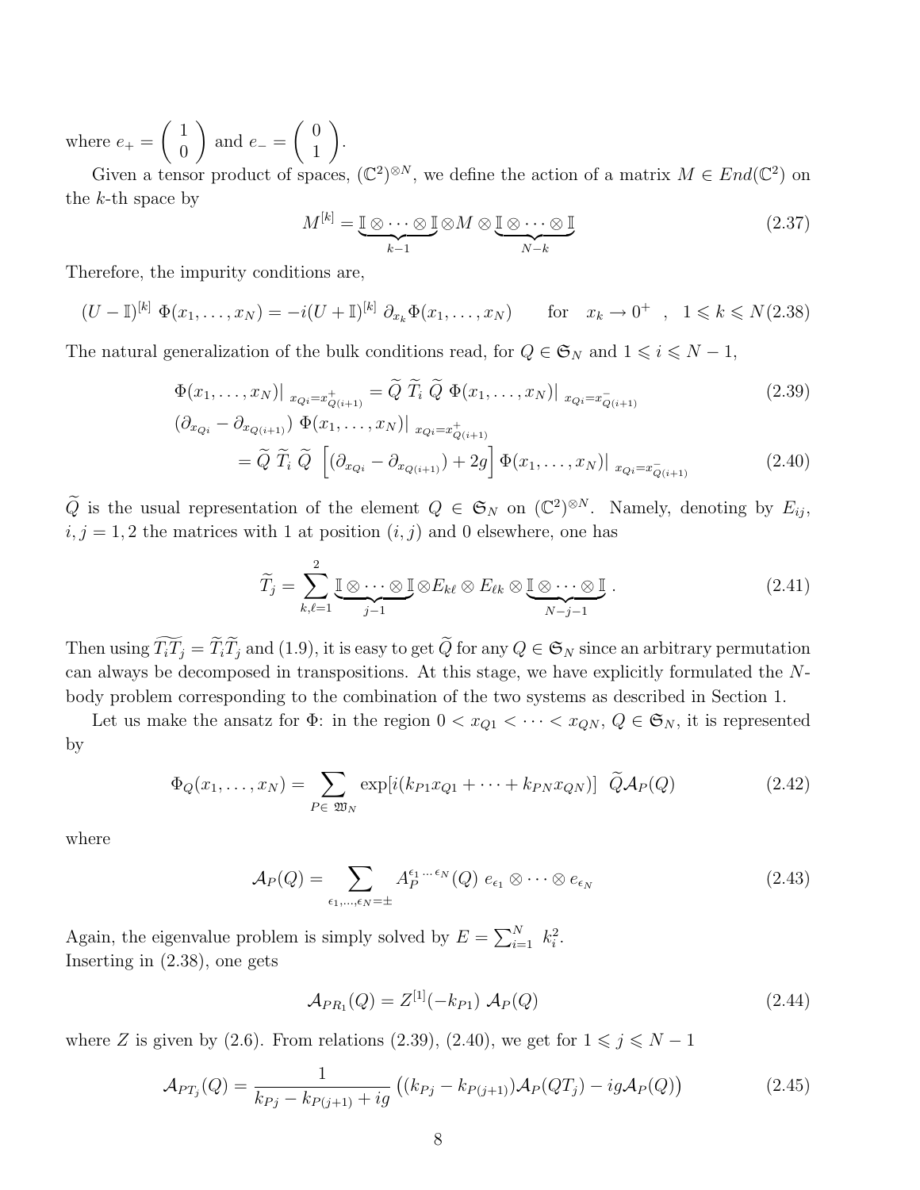where $e_+ = \begin{pmatrix} 1 \\ 0 \end{pmatrix}$ and $e_- = \begin{pmatrix} 0 \\ 1 \end{pmatrix}$.

Given a tensor product of spaces, $(\mathbb{C}^2)^{\otimes N}$, we define the action of a matrix $M \in End(\mathbb{C}^2)$ on the $k$-th space by

$$M^{[k]} = \underbrace{\mathbb{I} \otimes \cdots \otimes \mathbb{I}}_{k-1} \otimes M \otimes \underbrace{\mathbb{I} \otimes \cdots \otimes \mathbb{I}}_{N-k} \tag{2.37}$$

Therefore, the impurity conditions are,

$$(U - \mathbb{I})^{[k]}\ \Phi(x_1, \ldots, x_N) = -i(U + \mathbb{I})^{[k]}\ \partial_{x_k} \Phi(x_1, \ldots, x_N) \qquad \text{for} \quad x_k \to 0^+ \quad , \quad 1 \leqslant k \leqslant N \tag{2.38}$$

The natural generalization of the bulk conditions read, for $Q \in \mathfrak{S}_N$ and $1 \leqslant i \leqslant N-1$,

$$\Phi(x_1, \ldots, x_N)|_{\ x_{Qi} = x^+_{Q(i+1)}} = \widetilde{Q}\ \widetilde{T}_i\ \widetilde{Q}\ \Phi(x_1, \ldots, x_N)|_{\ x_{Qi} = x^-_{Q(i+1)}} \tag{2.39}$$

$$\begin{aligned} &(\partial_{x_{Qi}} - \partial_{x_{Q(i+1)}})\ \Phi(x_1, \ldots, x_N)|_{\ x_{Qi} = x^+_{Q(i+1)}} \\ &\qquad = \widetilde{Q}\ \widetilde{T}_i\ \widetilde{Q}\ \left[(\partial_{x_{Qi}} - \partial_{x_{Q(i+1)}}) + 2g\right] \Phi(x_1, \ldots, x_N)|_{\ x_{Qi} = x^-_{Q(i+1)}} \end{aligned} \tag{2.40}$$

$\widetilde{Q}$ is the usual representation of the element $Q \in \mathfrak{S}_N$ on $(\mathbb{C}^2)^{\otimes N}$. Namely, denoting by $E_{ij}$, $i, j = 1, 2$ the matrices with 1 at position $(i, j)$ and 0 elsewhere, one has

$$\widetilde{T}_j = \sum_{k,\ell=1}^{2} \underbrace{\mathbb{I} \otimes \cdots \otimes \mathbb{I}}_{j-1} \otimes E_{k\ell} \otimes E_{\ell k} \otimes \underbrace{\mathbb{I} \otimes \cdots \otimes \mathbb{I}}_{N-j-1}. \tag{2.41}$$

Then using $\widetilde{T_i T_j} = \widetilde{T}_i \widetilde{T}_j$ and (1.9), it is easy to get $\widetilde{Q}$ for any $Q \in \mathfrak{S}_N$ since an arbitrary permutation can always be decomposed in transpositions. At this stage, we have explicitly formulated the $N$-body problem corresponding to the combination of the two systems as described in Section 1.

Let us make the ansatz for $\Phi$: in the region $0 < x_{Q1} < \cdots < x_{QN}$, $Q \in \mathfrak{S}_N$, it is represented by

$$\Phi_Q(x_1, \ldots, x_N) = \sum_{P \in\ \mathfrak{W}_N} \exp[i(k_{P1} x_{Q1} + \cdots + k_{PN} x_{QN})]\ \ \widetilde{Q} \mathcal{A}_P(Q) \tag{2.42}$$

where

$$\mathcal{A}_P(Q) = \sum_{\epsilon_1, \ldots, \epsilon_N = \pm} A_P^{\epsilon_1 \ldots \epsilon_N}(Q)\ e_{\epsilon_1} \otimes \cdots \otimes e_{\epsilon_N} \tag{2.43}$$

Again, the eigenvalue problem is simply solved by $E = \sum_{i=1}^N\ k_i^2$.
Inserting in (2.38), one gets

$$\mathcal{A}_{PR_1}(Q) = Z^{[1]}(-k_{P1})\ \mathcal{A}_P(Q) \tag{2.44}$$

where $Z$ is given by (2.6). From relations (2.39), (2.40), we get for $1 \leqslant j \leqslant N-1$

$$\mathcal{A}_{PT_j}(Q) = \frac{1}{k_{Pj} - k_{P(j+1)} + ig} \left( (k_{Pj} - k_{P(j+1)}) \mathcal{A}_P(QT_j) - ig \mathcal{A}_P(Q) \right) \tag{2.45}$$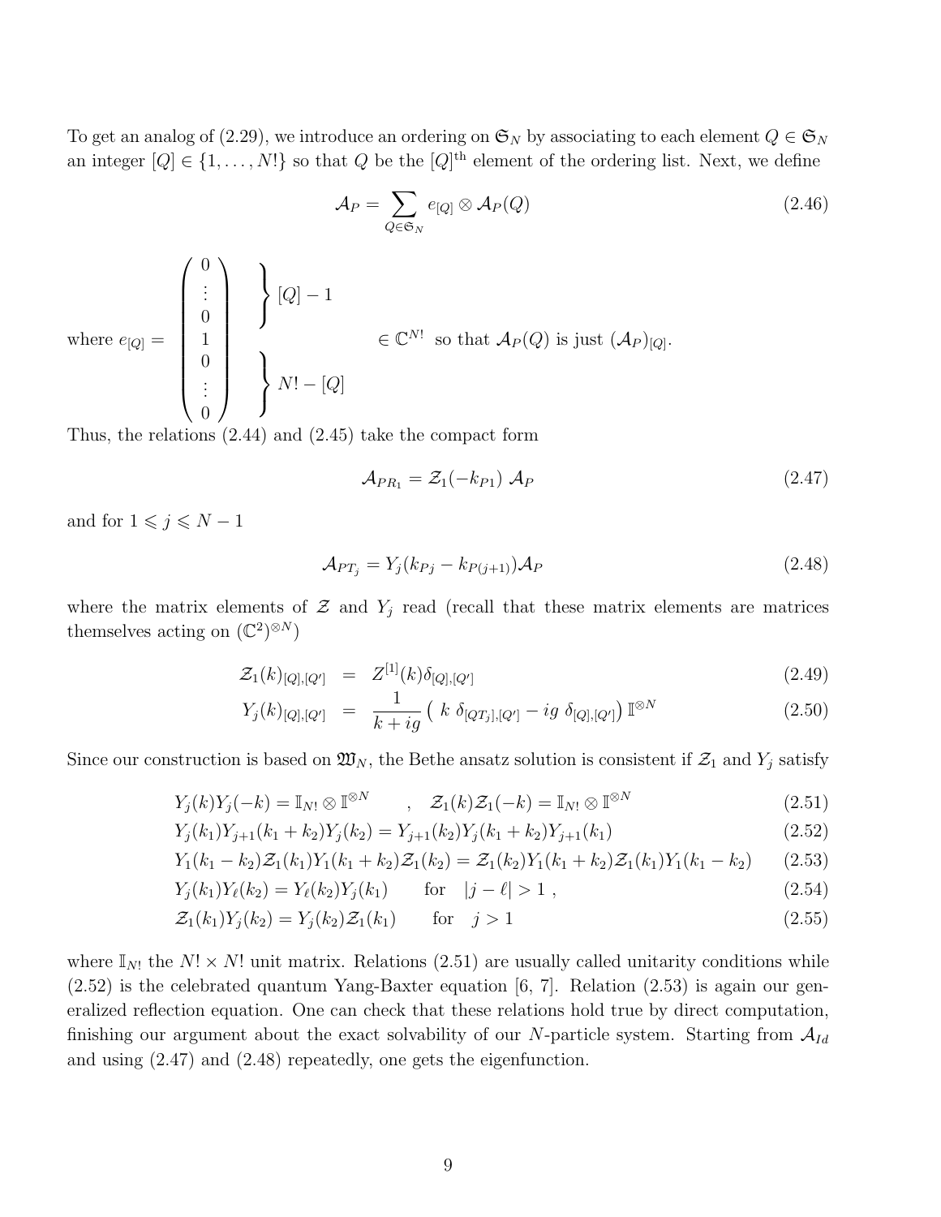To get an analog of (2.29), we introduce an ordering on $\mathfrak{S}_N$ by associating to each element $Q \in \mathfrak{S}_N$ an integer $[Q] \in \{1, \ldots, N!\}$ so that $Q$ be the $[Q]^{\text{th}}$ element of the ordering list. Next, we define

$$\mathcal{A}_P = \sum_{Q \in \mathfrak{S}_N} e_{[Q]} \otimes \mathcal{A}_P(Q) \tag{2.46}$$

where $e_{[Q]} = \left( \begin{array}{c} 0 \\ \vdots \\ 0 \\ 1 \\ 0 \\ \vdots \\ 0 \end{array} \right) \begin{array}{l} \left.\vphantom{\begin{array}{c} 0 \\ \vdots \\ 0 \end{array}}\right\} [Q]-1 \\ \\ \left.\vphantom{\begin{array}{c} 0 \\ \vdots \\ 0 \end{array}}\right\} N!-[Q] \end{array} \in \mathbb{C}^{N!}$ so that $\mathcal{A}_P(Q)$ is just $(\mathcal{A}_P)_{[Q]}$.

Thus, the relations (2.44) and (2.45) take the compact form

$$\mathcal{A}_{PR_1} = \mathcal{Z}_1(-k_{P1})\ \mathcal{A}_P \tag{2.47}$$

and for $1 \leqslant j \leqslant N-1$

$$\mathcal{A}_{PT_j} = Y_j(k_{Pj} - k_{P(j+1)})\mathcal{A}_P \tag{2.48}$$

where the matrix elements of $\mathcal{Z}$ and $Y_j$ read (recall that these matrix elements are matrices themselves acting on $(\mathbb{C}^2)^{\otimes N}$)

$$\mathcal{Z}_1(k)_{[Q],[Q']} = Z^{[1]}(k)\delta_{[Q],[Q']} \tag{2.49}$$

$$Y_j(k)_{[Q],[Q']} = \frac{1}{k+ig}\big(\ k\ \delta_{[QT_j],[Q']} - ig\ \delta_{[Q],[Q']}\big)\, \mathbb{I}^{\otimes N} \tag{2.50}$$

Since our construction is based on $\mathfrak{W}_N$, the Bethe ansatz solution is consistent if $\mathcal{Z}_1$ and $Y_j$ satisfy

$$Y_j(k)Y_j(-k) = \mathbb{I}_{N!} \otimes \mathbb{I}^{\otimes N} \quad , \quad \mathcal{Z}_1(k)\mathcal{Z}_1(-k) = \mathbb{I}_{N!} \otimes \mathbb{I}^{\otimes N} \tag{2.51}$$

$$Y_j(k_1)Y_{j+1}(k_1+k_2)Y_j(k_2) = Y_{j+1}(k_2)Y_j(k_1+k_2)Y_{j+1}(k_1) \tag{2.52}$$

$$Y_1(k_1-k_2)\mathcal{Z}_1(k_1)Y_1(k_1+k_2)\mathcal{Z}_1(k_2) = \mathcal{Z}_1(k_2)Y_1(k_1+k_2)\mathcal{Z}_1(k_1)Y_1(k_1-k_2) \tag{2.53}$$

$$Y_j(k_1)Y_\ell(k_2) = Y_\ell(k_2)Y_j(k_1) \qquad \text{for} \quad |j-\ell| > 1\ , \tag{2.54}$$

$$\mathcal{Z}_1(k_1)Y_j(k_2) = Y_j(k_2)\mathcal{Z}_1(k_1) \qquad \text{for} \quad j > 1 \tag{2.55}$$

where $\mathbb{I}_{N!}$ the $N! \times N!$ unit matrix. Relations (2.51) are usually called unitarity conditions while (2.52) is the celebrated quantum Yang-Baxter equation [6, 7]. Relation (2.53) is again our generalized reflection equation. One can check that these relations hold true by direct computation, finishing our argument about the exact solvability of our $N$-particle system. Starting from $\mathcal{A}_{Id}$ and using (2.47) and (2.48) repeatedly, one gets the eigenfunction.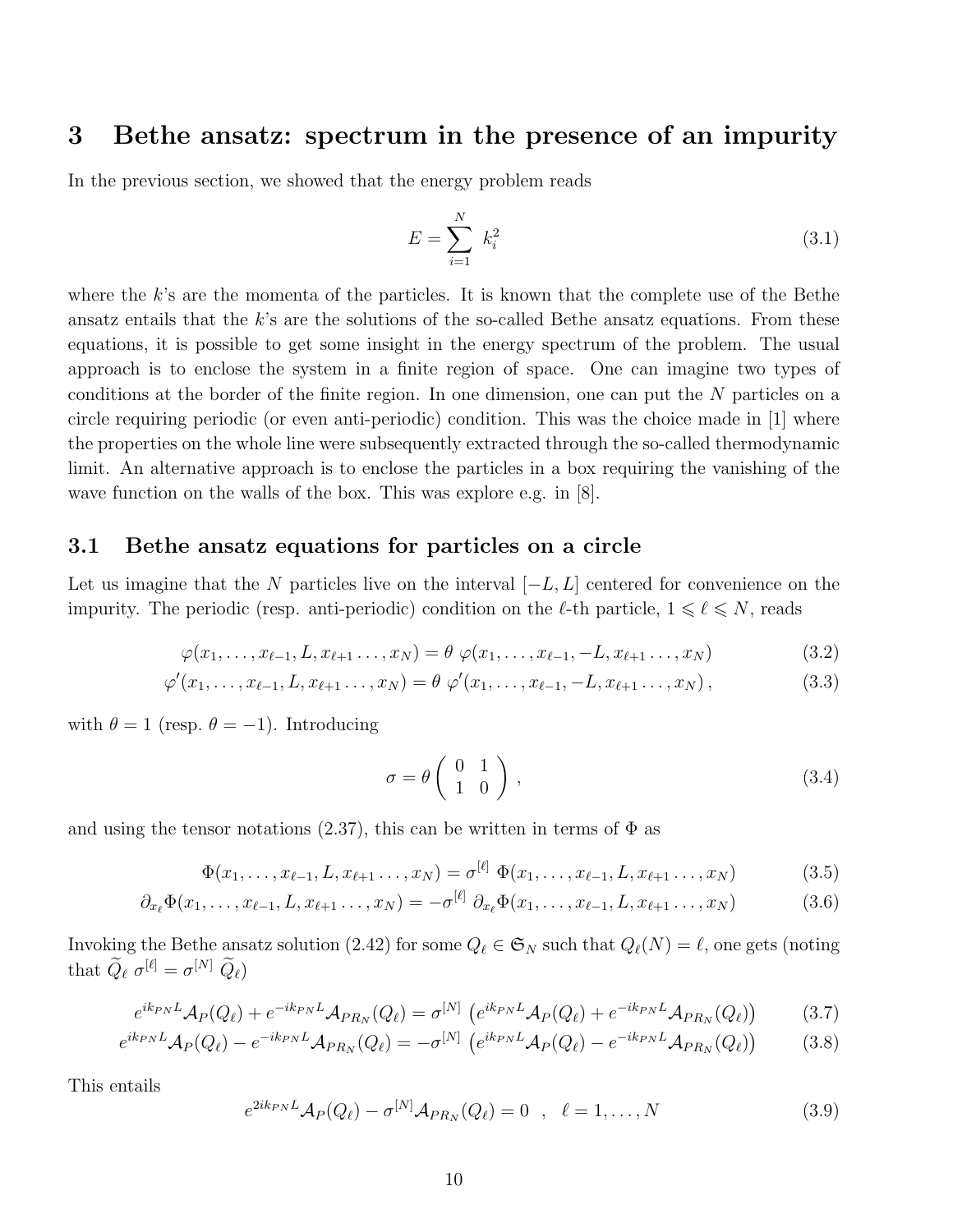# 3 Bethe ansatz: spectrum in the presence of an impurity

In the previous section, we showed that the energy problem reads

$$E = \sum_{i=1}^{N} k_i^2 \tag{3.1}$$

where the $k$'s are the momenta of the particles. It is known that the complete use of the Bethe ansatz entails that the $k$'s are the solutions of the so-called Bethe ansatz equations. From these equations, it is possible to get some insight in the energy spectrum of the problem. The usual approach is to enclose the system in a finite region of space. One can imagine two types of conditions at the border of the finite region. In one dimension, one can put the $N$ particles on a circle requiring periodic (or even anti-periodic) condition. This was the choice made in [1] where the properties on the whole line were subsequently extracted through the so-called thermodynamic limit. An alternative approach is to enclose the particles in a box requiring the vanishing of the wave function on the walls of the box. This was explore e.g. in [8].

## 3.1 Bethe ansatz equations for particles on a circle

Let us imagine that the $N$ particles live on the interval $[-L, L]$ centered for convenience on the impurity. The periodic (resp. anti-periodic) condition on the $\ell$-th particle, $1 \leqslant \ell \leqslant N$, reads

$$\varphi(x_1, \ldots, x_{\ell-1}, L, x_{\ell+1} \ldots, x_N) = \theta\ \varphi(x_1, \ldots, x_{\ell-1}, -L, x_{\ell+1} \ldots, x_N) \tag{3.2}$$

$$\varphi'(x_1, \ldots, x_{\ell-1}, L, x_{\ell+1} \ldots, x_N) = \theta\ \varphi'(x_1, \ldots, x_{\ell-1}, -L, x_{\ell+1} \ldots, x_N)\,, \tag{3.3}$$

with $\theta = 1$ (resp. $\theta = -1$). Introducing

$$\sigma = \theta \begin{pmatrix} 0 & 1 \\ 1 & 0 \end{pmatrix}\,, \tag{3.4}$$

and using the tensor notations (2.37), this can be written in terms of $\Phi$ as

$$\Phi(x_1, \ldots, x_{\ell-1}, L, x_{\ell+1} \ldots, x_N) = \sigma^{[\ell]}\ \Phi(x_1, \ldots, x_{\ell-1}, L, x_{\ell+1} \ldots, x_N) \tag{3.5}$$

$$\partial_{x_\ell}\Phi(x_1, \ldots, x_{\ell-1}, L, x_{\ell+1} \ldots, x_N) = -\sigma^{[\ell]}\ \partial_{x_\ell}\Phi(x_1, \ldots, x_{\ell-1}, L, x_{\ell+1} \ldots, x_N) \tag{3.6}$$

Invoking the Bethe ansatz solution (2.42) for some $Q_\ell \in \mathfrak{S}_N$ such that $Q_\ell(N) = \ell$, one gets (noting that $\widetilde{Q}_\ell\ \sigma^{[\ell]} = \sigma^{[N]}\ \widetilde{Q}_\ell$)

$$e^{ik_{PN}L}\mathcal{A}_P(Q_\ell) + e^{-ik_{PN}L}\mathcal{A}_{PR_N}(Q_\ell) = \sigma^{[N]}\ \left(e^{ik_{PN}L}\mathcal{A}_P(Q_\ell) + e^{-ik_{PN}L}\mathcal{A}_{PR_N}(Q_\ell)\right) \tag{3.7}$$

$$e^{ik_{PN}L}\mathcal{A}_P(Q_\ell) - e^{-ik_{PN}L}\mathcal{A}_{PR_N}(Q_\ell) = -\sigma^{[N]}\ \left(e^{ik_{PN}L}\mathcal{A}_P(Q_\ell) - e^{-ik_{PN}L}\mathcal{A}_{PR_N}(Q_\ell)\right) \tag{3.8}$$

This entails

$$e^{2ik_{PN}L}\mathcal{A}_P(Q_\ell) - \sigma^{[N]}\mathcal{A}_{PR_N}(Q_\ell) = 0 \quad , \quad \ell = 1, \ldots, N \tag{3.9}$$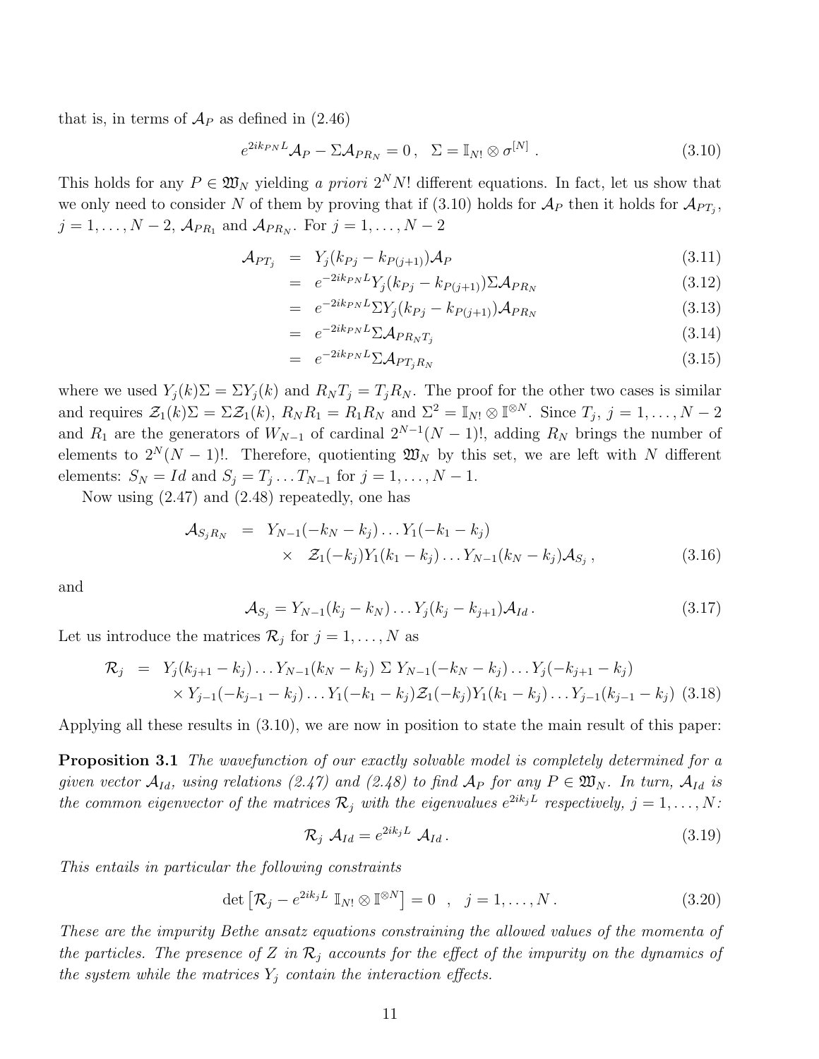that is, in terms of $\mathcal{A}_P$ as defined in (2.46)

$$e^{2ik_{PN}L}\mathcal{A}_P - \Sigma\mathcal{A}_{PR_N} = 0\,, \quad \Sigma = \mathbb{I}_{N!}\otimes\sigma^{[N]}\,. \tag{3.10}$$

This holds for any $P \in \mathfrak{W}_N$ yielding *a priori* $2^N N!$ different equations. In fact, let us show that we only need to consider $N$ of them by proving that if (3.10) holds for $\mathcal{A}_P$ then it holds for $\mathcal{A}_{PT_j}$, $j = 1,\dots,N-2$, $\mathcal{A}_{PR_1}$ and $\mathcal{A}_{PR_N}$. For $j = 1,\dots,N-2$

$$
\begin{aligned}
\mathcal{A}_{PT_j} &= Y_j(k_{Pj} - k_{P(j+1)})\mathcal{A}_P &(3.11)\\
&= e^{-2ik_{PN}L}Y_j(k_{Pj} - k_{P(j+1)})\Sigma\mathcal{A}_{PR_N} &(3.12)\\
&= e^{-2ik_{PN}L}\Sigma Y_j(k_{Pj} - k_{P(j+1)})\mathcal{A}_{PR_N} &(3.13)\\
&= e^{-2ik_{PN}L}\Sigma\mathcal{A}_{PR_NT_j} &(3.14)\\
&= e^{-2ik_{PN}L}\Sigma\mathcal{A}_{PT_jR_N} &(3.15)
\end{aligned}
$$

where we used $Y_j(k)\Sigma = \Sigma Y_j(k)$ and $R_NT_j = T_jR_N$. The proof for the other two cases is similar and requires $\mathcal{Z}_1(k)\Sigma = \Sigma\mathcal{Z}_1(k)$, $R_NR_1 = R_1R_N$ and $\Sigma^2 = \mathbb{I}_{N!}\otimes\mathbb{I}^{\otimes N}$. Since $T_j$, $j = 1,\dots,N-2$ and $R_1$ are the generators of $W_{N-1}$ of cardinal $2^{N-1}(N-1)!$, adding $R_N$ brings the number of elements to $2^N(N-1)!$. Therefore, quotienting $\mathfrak{W}_N$ by this set, we are left with $N$ different elements: $S_N = Id$ and $S_j = T_j\dots T_{N-1}$ for $j = 1,\dots,N-1$.

Now using (2.47) and (2.48) repeatedly, one has

$$
\begin{aligned}
\mathcal{A}_{S_jR_N} &= Y_{N-1}(-k_N - k_j)\dots Y_1(-k_1 - k_j)\\
&\quad\times\ \mathcal{Z}_1(-k_j)Y_1(k_1 - k_j)\dots Y_{N-1}(k_N - k_j)\mathcal{A}_{S_j}\,, &(3.16)
\end{aligned}
$$

and

$$\mathcal{A}_{S_j} = Y_{N-1}(k_j - k_N)\dots Y_j(k_j - k_{j+1})\mathcal{A}_{Id}\,. \tag{3.17}$$

Let us introduce the matrices $\mathcal{R}_j$ for $j = 1,\dots,N$ as

$$
\begin{aligned}
\mathcal{R}_j &= Y_j(k_{j+1} - k_j)\dots Y_{N-1}(k_N - k_j)\ \Sigma\ Y_{N-1}(-k_N - k_j)\dots Y_j(-k_{j+1} - k_j)\\
&\quad\times Y_{j-1}(-k_{j-1} - k_j)\dots Y_1(-k_1 - k_j)\mathcal{Z}_1(-k_j)Y_1(k_1 - k_j)\dots Y_{j-1}(k_{j-1} - k_j) &(3.18)
\end{aligned}
$$

Applying all these results in (3.10), we are now in position to state the main result of this paper:

**Proposition 3.1** *The wavefunction of our exactly solvable model is completely determined for a given vector $\mathcal{A}_{Id}$, using relations (2.47) and (2.48) to find $\mathcal{A}_P$ for any $P \in \mathfrak{W}_N$. In turn, $\mathcal{A}_{Id}$ is the common eigenvector of the matrices $\mathcal{R}_j$ with the eigenvalues $e^{2ik_jL}$ respectively, $j = 1,\dots,N$:*

$$\mathcal{R}_j\ \mathcal{A}_{Id} = e^{2ik_jL}\ \mathcal{A}_{Id}\,. \tag{3.19}$$

*This entails in particular the following constraints*

$$\det\left[\mathcal{R}_j - e^{2ik_jL}\ \mathbb{I}_{N!}\otimes\mathbb{I}^{\otimes N}\right] = 0 \quad,\quad j = 1,\dots,N\,. \tag{3.20}$$

*These are the impurity Bethe ansatz equations constraining the allowed values of the momenta of the particles. The presence of $Z$ in $\mathcal{R}_j$ accounts for the effect of the impurity on the dynamics of the system while the matrices $Y_j$ contain the interaction effects.*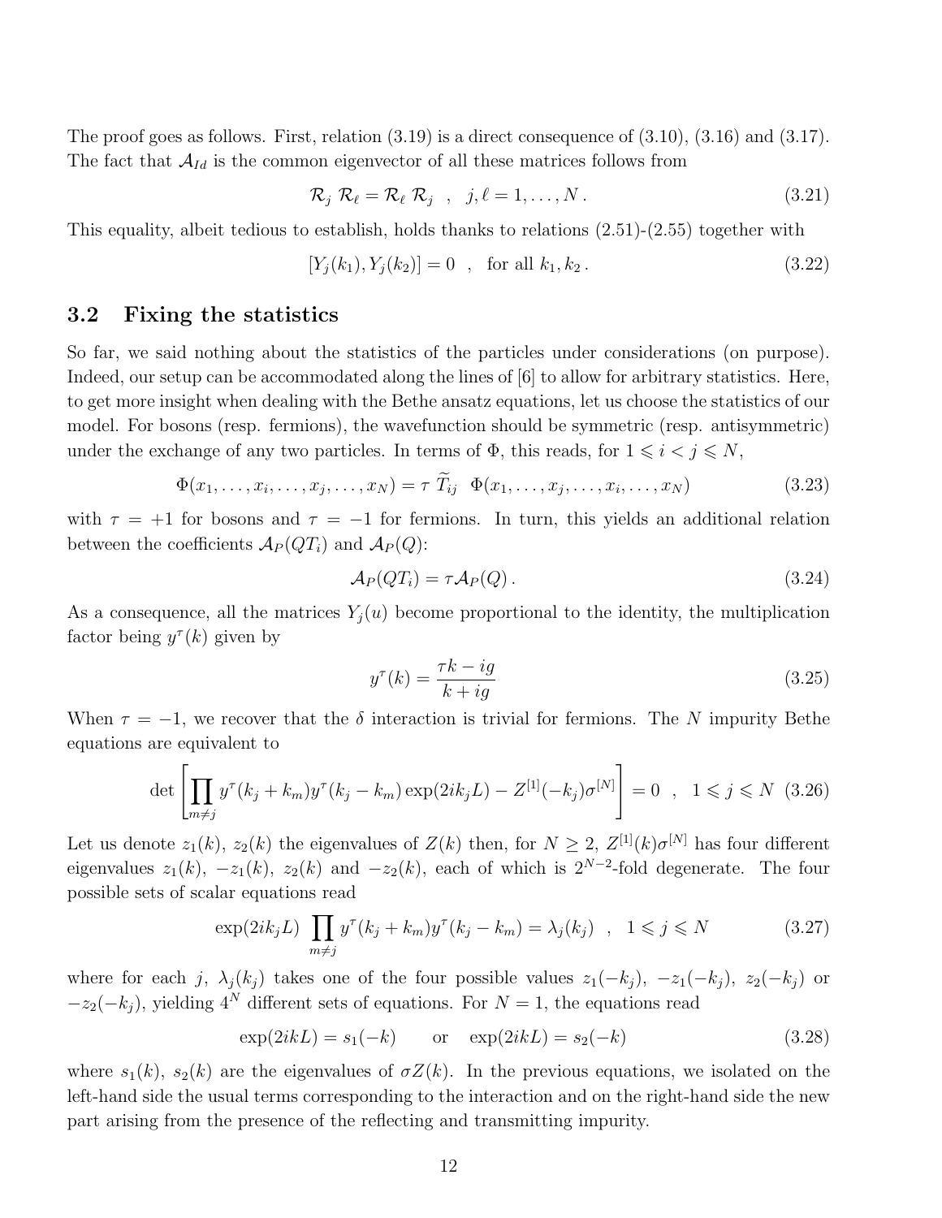The proof goes as follows. First, relation (3.19) is a direct consequence of (3.10), (3.16) and (3.17). The fact that $\mathcal{A}_{Id}$ is the common eigenvector of all these matrices follows from

$$\mathcal{R}_j \; \mathcal{R}_\ell = \mathcal{R}_\ell \; \mathcal{R}_j \quad , \quad j,\ell = 1,\dots,N \,. \tag{3.21}$$

This equality, albeit tedious to establish, holds thanks to relations (2.51)-(2.55) together with

$$[Y_j(k_1), Y_j(k_2)] = 0 \quad , \quad \text{for all } k_1, k_2 \,. \tag{3.22}$$

## 3.2 Fixing the statistics

So far, we said nothing about the statistics of the particles under considerations (on purpose). Indeed, our setup can be accommodated along the lines of [6] to allow for arbitrary statistics. Here, to get more insight when dealing with the Bethe ansatz equations, let us choose the statistics of our model. For bosons (resp. fermions), the wavefunction should be symmetric (resp. antisymmetric) under the exchange of any two particles. In terms of $\Phi$, this reads, for $1 \leqslant i < j \leqslant N$,

$$\Phi(x_1,\dots,x_i,\dots,x_j,\dots,x_N) = \tau \; \widetilde{T}_{ij} \;\; \Phi(x_1,\dots,x_j,\dots,x_i,\dots,x_N) \tag{3.23}$$

with $\tau = +1$ for bosons and $\tau = -1$ for fermions. In turn, this yields an additional relation between the coefficients $\mathcal{A}_P(QT_i)$ and $\mathcal{A}_P(Q)$:

$$\mathcal{A}_P(QT_i) = \tau \mathcal{A}_P(Q) \,. \tag{3.24}$$

As a consequence, all the matrices $Y_j(u)$ become proportional to the identity, the multiplication factor being $y^\tau(k)$ given by

$$y^\tau(k) = \frac{\tau k - ig}{k + ig} \tag{3.25}$$

When $\tau = -1$, we recover that the $\delta$ interaction is trivial for fermions. The $N$ impurity Bethe equations are equivalent to

$$\det\left[\prod_{m\neq j} y^\tau(k_j + k_m) y^\tau(k_j - k_m) \exp(2ik_jL) - Z^{[1]}(-k_j)\sigma^{[N]}\right] = 0 \quad , \quad 1 \leqslant j \leqslant N \tag{3.26}$$

Let us denote $z_1(k)$, $z_2(k)$ the eigenvalues of $Z(k)$ then, for $N \geq 2$, $Z^{[1]}(k)\sigma^{[N]}$ has four different eigenvalues $z_1(k)$, $-z_1(k)$, $z_2(k)$ and $-z_2(k)$, each of which is $2^{N-2}$-fold degenerate. The four possible sets of scalar equations read

$$\exp(2ik_jL) \prod_{m\neq j} y^\tau(k_j + k_m) y^\tau(k_j - k_m) = \lambda_j(k_j) \quad , \quad 1 \leqslant j \leqslant N \tag{3.27}$$

where for each $j$, $\lambda_j(k_j)$ takes one of the four possible values $z_1(-k_j)$, $-z_1(-k_j)$, $z_2(-k_j)$ or $-z_2(-k_j)$, yielding $4^N$ different sets of equations. For $N = 1$, the equations read

$$\exp(2ikL) = s_1(-k) \qquad \text{or} \quad \exp(2ikL) = s_2(-k) \tag{3.28}$$

where $s_1(k)$, $s_2(k)$ are the eigenvalues of $\sigma Z(k)$. In the previous equations, we isolated on the left-hand side the usual terms corresponding to the interaction and on the right-hand side the new part arising from the presence of the reflecting and transmitting impurity.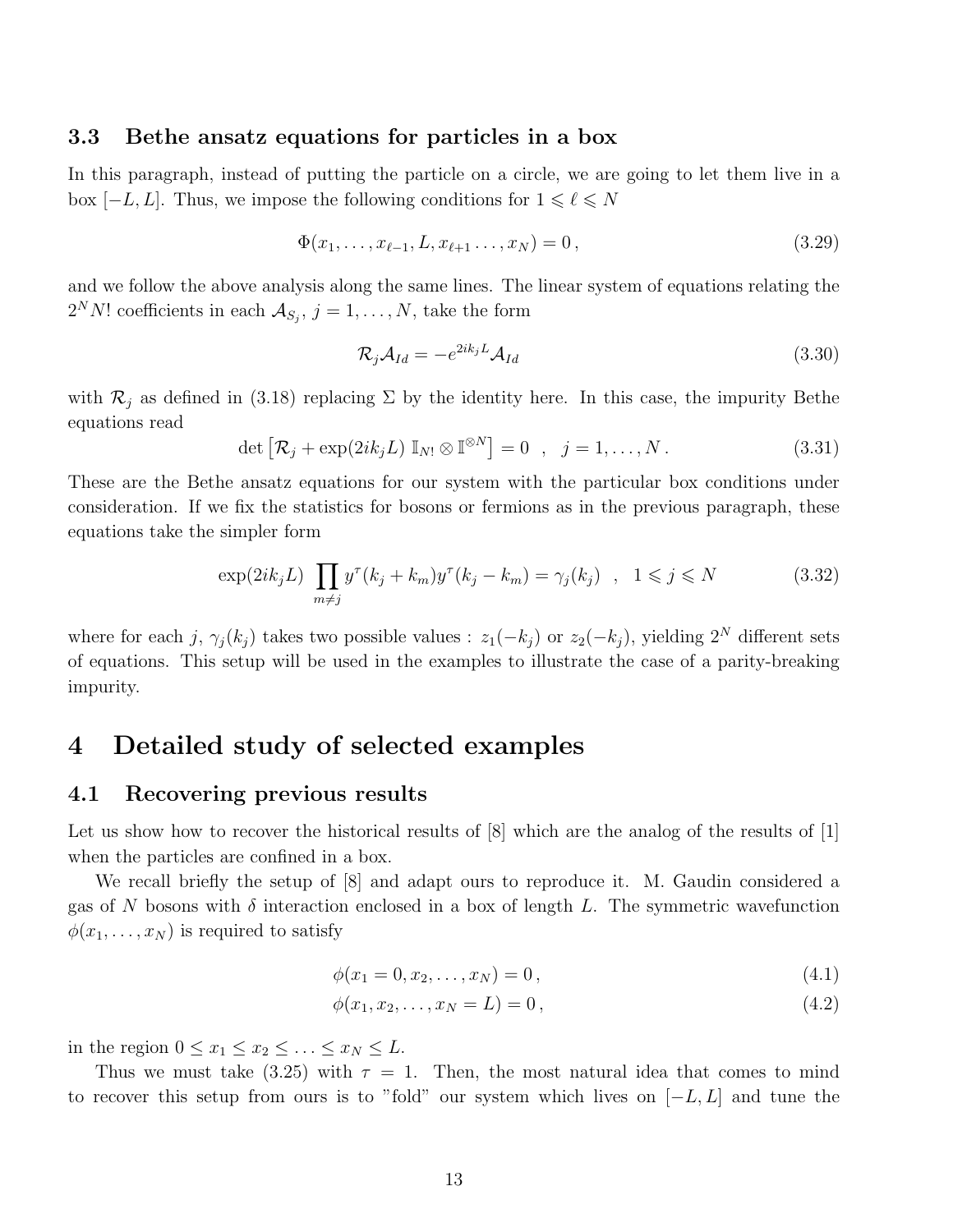### 3.3 Bethe ansatz equations for particles in a box

In this paragraph, instead of putting the particle on a circle, we are going to let them live in a box $[-L, L]$. Thus, we impose the following conditions for $1 \leqslant \ell \leqslant N$

$$\Phi(x_1, \ldots, x_{\ell-1}, L, x_{\ell+1} \ldots, x_N) = 0\,, \tag{3.29}$$

and we follow the above analysis along the same lines. The linear system of equations relating the $2^N N!$ coefficients in each $\mathcal{A}_{S_j}$, $j = 1, \ldots, N$, take the form

$$\mathcal{R}_j \mathcal{A}_{Id} = -e^{2ik_j L} \mathcal{A}_{Id} \tag{3.30}$$

with $\mathcal{R}_j$ as defined in (3.18) replacing $\Sigma$ by the identity here. In this case, the impurity Bethe equations read

$$\det\left[\mathcal{R}_j + \exp(2ik_j L)\, \mathbb{I}_{N!} \otimes \mathbb{I}^{\otimes N}\right] = 0 \quad , \quad j = 1, \ldots, N\,. \tag{3.31}$$

These are the Bethe ansatz equations for our system with the particular box conditions under consideration. If we fix the statistics for bosons or fermions as in the previous paragraph, these equations take the simpler form

$$\exp(2ik_j L) \prod_{m \neq j} y^\tau(k_j + k_m) y^\tau(k_j - k_m) = \gamma_j(k_j) \quad , \quad 1 \leqslant j \leqslant N \tag{3.32}$$

where for each $j$, $\gamma_j(k_j)$ takes two possible values : $z_1(-k_j)$ or $z_2(-k_j)$, yielding $2^N$ different sets of equations. This setup will be used in the examples to illustrate the case of a parity-breaking impurity.

# 4 Detailed study of selected examples

## 4.1 Recovering previous results

Let us show how to recover the historical results of [8] which are the analog of the results of [1] when the particles are confined in a box.

We recall briefly the setup of [8] and adapt ours to reproduce it. M. Gaudin considered a gas of $N$ bosons with $\delta$ interaction enclosed in a box of length $L$. The symmetric wavefunction $\phi(x_1, \ldots, x_N)$ is required to satisfy

$$\phi(x_1 = 0, x_2, \ldots, x_N) = 0\,, \tag{4.1}$$

$$\phi(x_1, x_2, \ldots, x_N = L) = 0\,, \tag{4.2}$$

in the region $0 \leq x_1 \leq x_2 \leq \ldots \leq x_N \leq L$.

Thus we must take (3.25) with $\tau = 1$. Then, the most natural idea that comes to mind to recover this setup from ours is to "fold" our system which lives on $[-L, L]$ and tune the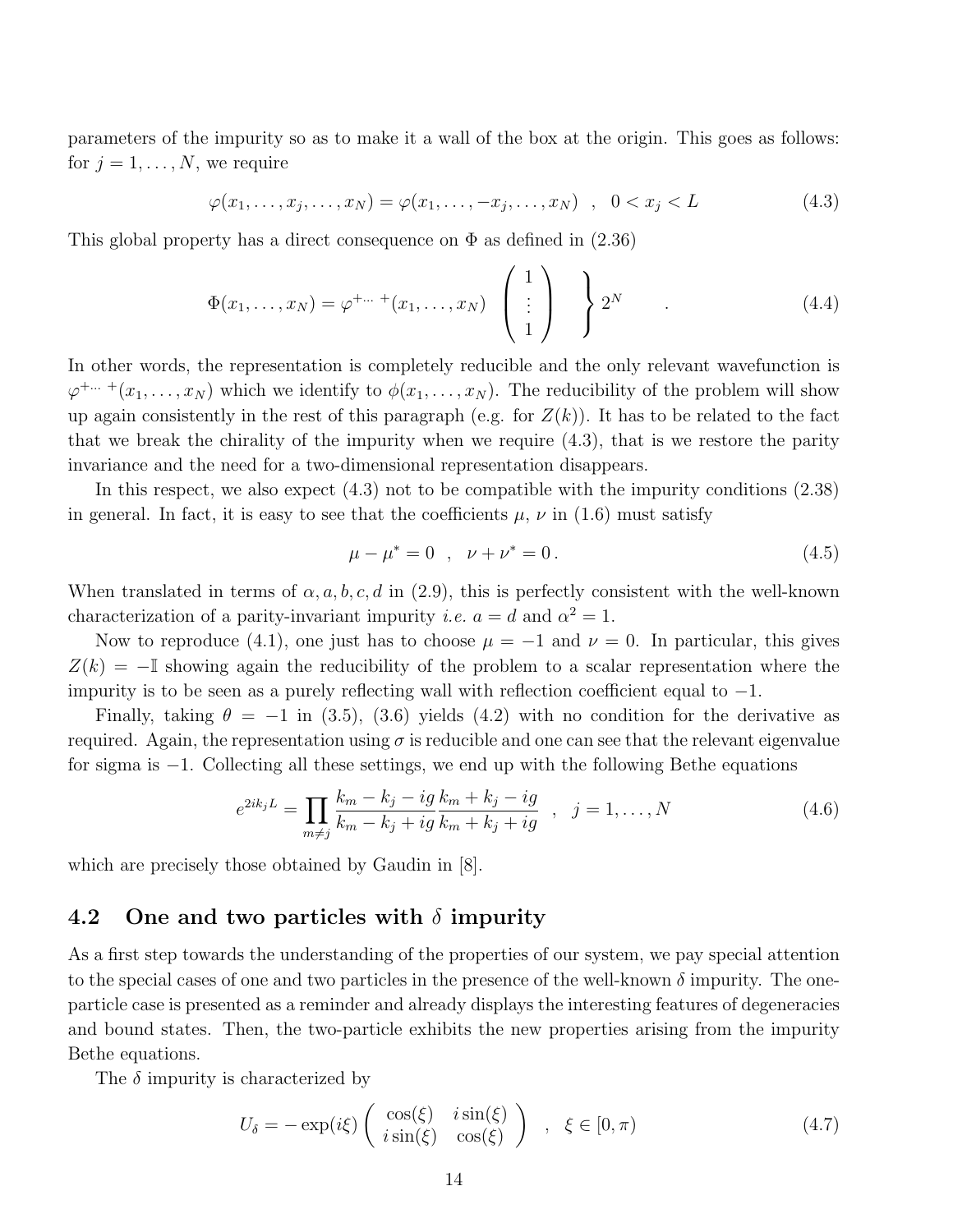parameters of the impurity so as to make it a wall of the box at the origin. This goes as follows: for $j = 1, \ldots, N$, we require

$$\varphi(x_1, \ldots, x_j, \ldots, x_N) = \varphi(x_1, \ldots, -x_j, \ldots, x_N) \quad , \quad 0 < x_j < L \tag{4.3}$$

This global property has a direct consequence on $\Phi$ as defined in (2.36)

$$\Phi(x_1, \ldots, x_N) = \varphi^{+\cdots+}(x_1, \ldots, x_N) \left( \begin{array}{c} 1 \\ \vdots \\ 1 \end{array} \right) \left. \vphantom{\begin{array}{c} 1 \\ \vdots \\ 1 \end{array}} \right\} 2^N \quad . \tag{4.4}$$

In other words, the representation is completely reducible and the only relevant wavefunction is $\varphi^{+\cdots+}(x_1, \ldots, x_N)$ which we identify to $\phi(x_1, \ldots, x_N)$. The reducibility of the problem will show up again consistently in the rest of this paragraph (e.g. for $Z(k)$). It has to be related to the fact that we break the chirality of the impurity when we require (4.3), that is we restore the parity invariance and the need for a two-dimensional representation disappears.

In this respect, we also expect (4.3) not to be compatible with the impurity conditions (2.38) in general. In fact, it is easy to see that the coefficients $\mu$, $\nu$ in (1.6) must satisfy

$$\mu - \mu^* = 0 \quad , \quad \nu + \nu^* = 0 \, . \tag{4.5}$$

When translated in terms of $\alpha, a, b, c, d$ in (2.9), this is perfectly consistent with the well-known characterization of a parity-invariant impurity *i.e.* $a = d$ and $\alpha^2 = 1$.

Now to reproduce (4.1), one just has to choose $\mu = -1$ and $\nu = 0$. In particular, this gives $Z(k) = -\mathbb{I}$ showing again the reducibility of the problem to a scalar representation where the impurity is to be seen as a purely reflecting wall with reflection coefficient equal to $-1$.

Finally, taking $\theta = -1$ in (3.5), (3.6) yields (4.2) with no condition for the derivative as required. Again, the representation using $\sigma$ is reducible and one can see that the relevant eigenvalue for sigma is $-1$. Collecting all these settings, we end up with the following Bethe equations

$$e^{2ik_jL} = \prod_{m \neq j} \frac{k_m - k_j - ig}{k_m - k_j + ig} \frac{k_m + k_j - ig}{k_m + k_j + ig} \quad , \quad j = 1, \ldots, N \tag{4.6}$$

which are precisely those obtained by Gaudin in [8].

### 4.2 One and two particles with $\delta$ impurity

As a first step towards the understanding of the properties of our system, we pay special attention to the special cases of one and two particles in the presence of the well-known $\delta$ impurity. The one-particle case is presented as a reminder and already displays the interesting features of degeneracies and bound states. Then, the two-particle exhibits the new properties arising from the impurity Bethe equations.

The $\delta$ impurity is characterized by

$$U_\delta = -\exp(i\xi) \left( \begin{array}{cc} \cos(\xi) & i\sin(\xi) \\ i\sin(\xi) & \cos(\xi) \end{array} \right) \quad , \quad \xi \in [0, \pi) \tag{4.7}$$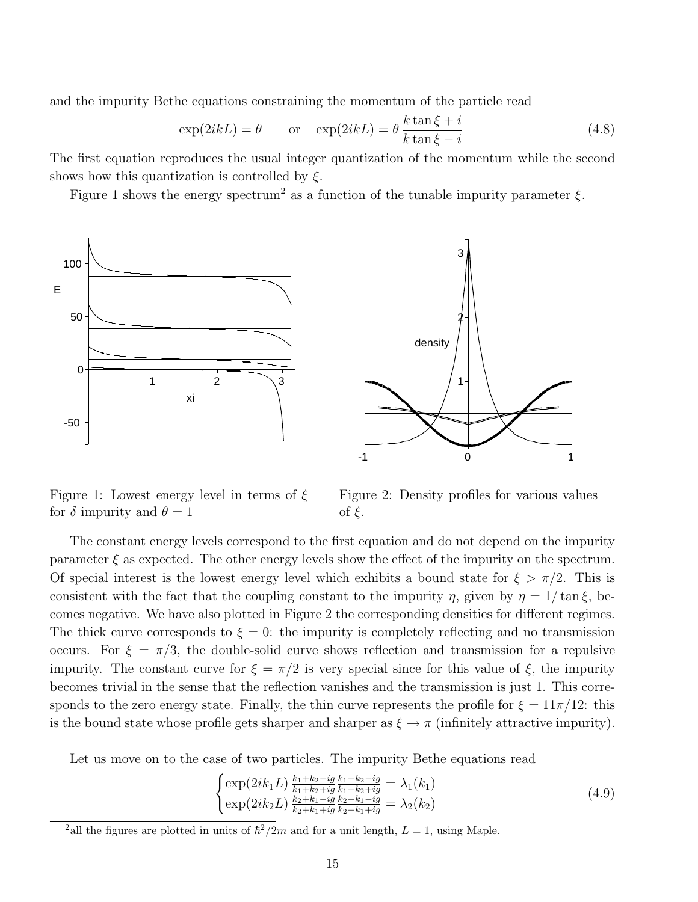and the impurity Bethe equations constraining the momentum of the particle read

$$\exp(2ikL) = \theta \qquad \text{or} \quad \exp(2ikL) = \theta \, \frac{k \tan \xi + i}{k \tan \xi - i} \tag{4.8}$$

The first equation reproduces the usual integer quantization of the momentum while the second shows how this quantization is controlled by $\xi$.

Figure 1 shows the energy spectrum[2] as a function of the tunable impurity parameter $\xi$.

Figure 1: Lowest energy level in terms of $\xi$ for $\delta$ impurity and $\theta = 1$

Figure 2: Density profiles for various values of $\xi$.

The constant energy levels correspond to the first equation and do not depend on the impurity parameter $\xi$ as expected. The other energy levels show the effect of the impurity on the spectrum. Of special interest is the lowest energy level which exhibits a bound state for $\xi > \pi/2$. This is consistent with the fact that the coupling constant to the impurity $\eta$, given by $\eta = 1/\tan \xi$, becomes negative. We have also plotted in Figure 2 the corresponding densities for different regimes. The thick curve corresponds to $\xi = 0$: the impurity is completely reflecting and no transmission occurs. For $\xi = \pi/3$, the double-solid curve shows reflection and transmission for a repulsive impurity. The constant curve for $\xi = \pi/2$ is very special since for this value of $\xi$, the impurity becomes trivial in the sense that the reflection vanishes and the transmission is just 1. This corresponds to the zero energy state. Finally, the thin curve represents the profile for $\xi = 11\pi/12$: this is the bound state whose profile gets sharper and sharper as $\xi \to \pi$ (infinitely attractive impurity).

Let us move on to the case of two particles. The impurity Bethe equations read

$$\begin{cases} \exp(2ik_1L)\, \frac{k_1+k_2-ig}{k_1+k_2+ig}\, \frac{k_1-k_2-ig}{k_1-k_2+ig} = \lambda_1(k_1) \\ \exp(2ik_2L)\, \frac{k_2+k_1-ig}{k_2+k_1+ig}\, \frac{k_2-k_1-ig}{k_2-k_1+ig} = \lambda_2(k_2) \end{cases} \tag{4.9}$$

[2] all the figures are plotted in units of $\hbar^2/2m$ and for a unit length, $L = 1$, using Maple.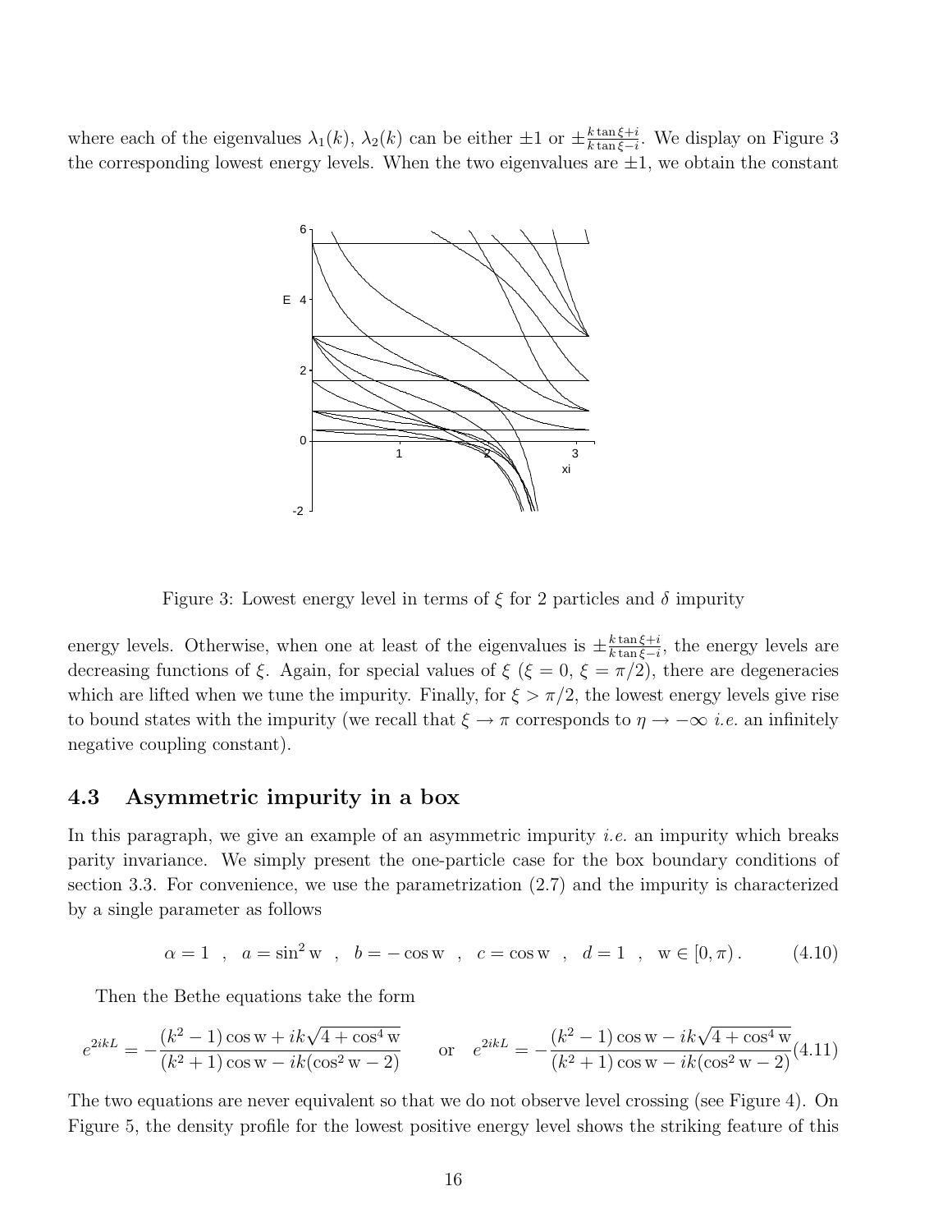where each of the eigenvalues $\lambda_1(k)$, $\lambda_2(k)$ can be either $\pm 1$ or $\pm\frac{k\tan\xi+i}{k\tan\xi-i}$. We display on Figure 3 the corresponding lowest energy levels. When the two eigenvalues are $\pm 1$, we obtain the constant

Figure 3: Lowest energy level in terms of $\xi$ for 2 particles and $\delta$ impurity

energy levels. Otherwise, when one at least of the eigenvalues is $\pm\frac{k\tan\xi+i}{k\tan\xi-i}$, the energy levels are decreasing functions of $\xi$. Again, for special values of $\xi$ ($\xi = 0$, $\xi = \pi/2$), there are degeneracies which are lifted when we tune the impurity. Finally, for $\xi > \pi/2$, the lowest energy levels give rise to bound states with the impurity (we recall that $\xi \to \pi$ corresponds to $\eta \to -\infty$ *i.e.* an infinitely negative coupling constant).

### 4.3 Asymmetric impurity in a box

In this paragraph, we give an example of an asymmetric impurity *i.e.* an impurity which breaks parity invariance. We simply present the one-particle case for the box boundary conditions of section 3.3. For convenience, we use the parametrization (2.7) and the impurity is characterized by a single parameter as follows

$$\alpha = 1 \quad , \quad a = \sin^2 \mathrm{w} \quad , \quad b = -\cos \mathrm{w} \quad , \quad c = \cos \mathrm{w} \quad , \quad d = 1 \quad , \quad \mathrm{w} \in [0, \pi) \,. \tag{4.10}$$

Then the Bethe equations take the form

$$e^{2ikL} = -\frac{(k^2-1)\cos \mathrm{w} + ik\sqrt{4+\cos^4 \mathrm{w}}}{(k^2+1)\cos \mathrm{w} - ik(\cos^2 \mathrm{w} - 2)} \qquad \text{or} \quad e^{2ikL} = -\frac{(k^2-1)\cos \mathrm{w} - ik\sqrt{4+\cos^4 \mathrm{w}}}{(k^2+1)\cos \mathrm{w} - ik(\cos^2 \mathrm{w} - 2)} \tag{4.11}$$

The two equations are never equivalent so that we do not observe level crossing (see Figure 4). On Figure 5, the density profile for the lowest positive energy level shows the striking feature of this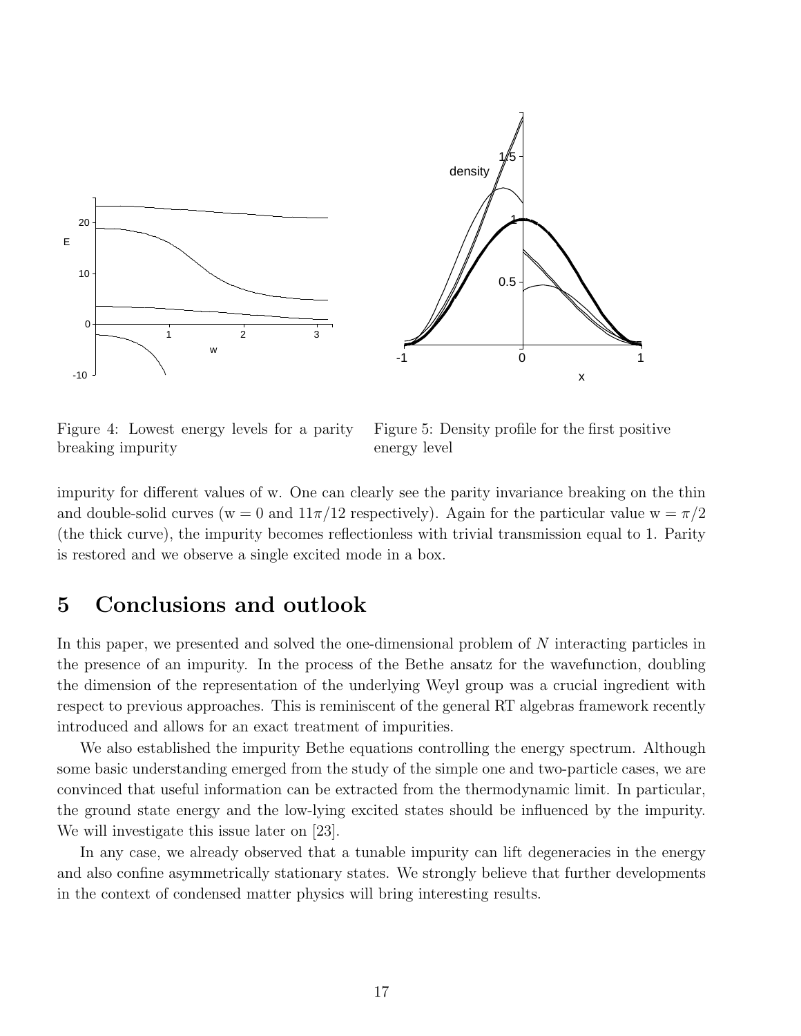Figure 4: Lowest energy levels for a parity breaking impurity

Figure 5: Density profile for the first positive energy level

impurity for different values of w. One can clearly see the parity invariance breaking on the thin and double-solid curves (w $= 0$ and $11\pi/12$ respectively). Again for the particular value w $= \pi/2$ (the thick curve), the impurity becomes reflectionless with trivial transmission equal to 1. Parity is restored and we observe a single excited mode in a box.

## 5 Conclusions and outlook

In this paper, we presented and solved the one-dimensional problem of $N$ interacting particles in the presence of an impurity. In the process of the Bethe ansatz for the wavefunction, doubling the dimension of the representation of the underlying Weyl group was a crucial ingredient with respect to previous approaches. This is reminiscent of the general RT algebras framework recently introduced and allows for an exact treatment of impurities.

We also established the impurity Bethe equations controlling the energy spectrum. Although some basic understanding emerged from the study of the simple one and two-particle cases, we are convinced that useful information can be extracted from the thermodynamic limit. In particular, the ground state energy and the low-lying excited states should be influenced by the impurity. We will investigate this issue later on [23].

In any case, we already observed that a tunable impurity can lift degeneracies in the energy and also confine asymmetrically stationary states. We strongly believe that further developments in the context of condensed matter physics will bring interesting results.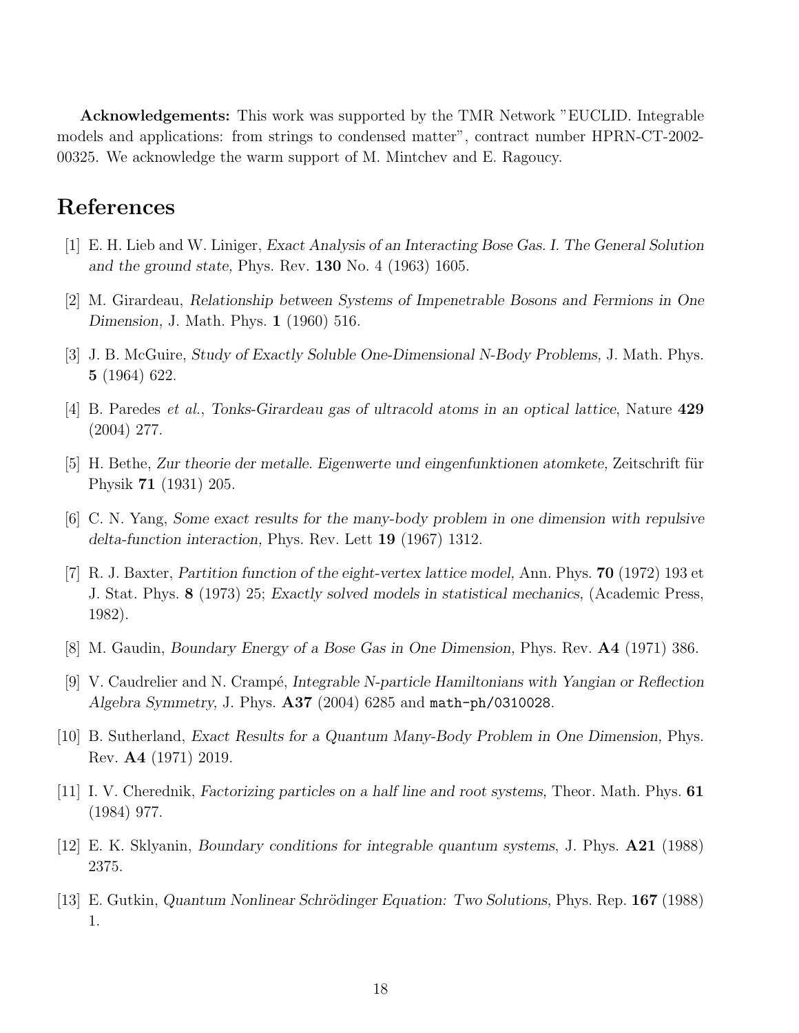**Acknowledgements:** This work was supported by the TMR Network "EUCLID. Integrable models and applications: from strings to condensed matter", contract number HPRN-CT-2002-00325. We acknowledge the warm support of M. Mintchev and E. Ragoucy.

# References

[1] E. H. Lieb and W. Liniger, *Exact Analysis of an Interacting Bose Gas. I. The General Solution and the ground state,* Phys. Rev. **130** No. 4 (1963) 1605.

[2] M. Girardeau, *Relationship between Systems of Impenetrable Bosons and Fermions in One Dimension,* J. Math. Phys. **1** (1960) 516.

[3] J. B. McGuire, *Study of Exactly Soluble One-Dimensional N-Body Problems,* J. Math. Phys. **5** (1964) 622.

[4] B. Paredes *et al.*, *Tonks-Girardeau gas of ultracold atoms in an optical lattice*, Nature **429** (2004) 277.

[5] H. Bethe, *Zur theorie der metalle. Eigenwerte und eingenfunktionen atomkete,* Zeitschrift für Physik **71** (1931) 205.

[6] C. N. Yang, *Some exact results for the many-body problem in one dimension with repulsive delta-function interaction,* Phys. Rev. Lett **19** (1967) 1312.

[7] R. J. Baxter, *Partition function of the eight-vertex lattice model,* Ann. Phys. **70** (1972) 193 et J. Stat. Phys. **8** (1973) 25; *Exactly solved models in statistical mechanics,* (Academic Press, 1982).

[8] M. Gaudin, *Boundary Energy of a Bose Gas in One Dimension,* Phys. Rev. **A4** (1971) 386.

[9] V. Caudrelier and N. Crampé, *Integrable N-particle Hamiltonians with Yangian or Reflection Algebra Symmetry,* J. Phys. **A37** (2004) 6285 and `math-ph/0310028`.

[10] B. Sutherland, *Exact Results for a Quantum Many-Body Problem in One Dimension,* Phys. Rev. **A4** (1971) 2019.

[11] I. V. Cherednik, *Factorizing particles on a half line and root systems,* Theor. Math. Phys. **61** (1984) 977.

[12] E. K. Sklyanin, *Boundary conditions for integrable quantum systems*, J. Phys. **A21** (1988) 2375.

[13] E. Gutkin, *Quantum Nonlinear Schrödinger Equation: Two Solutions,* Phys. Rep. **167** (1988) 1.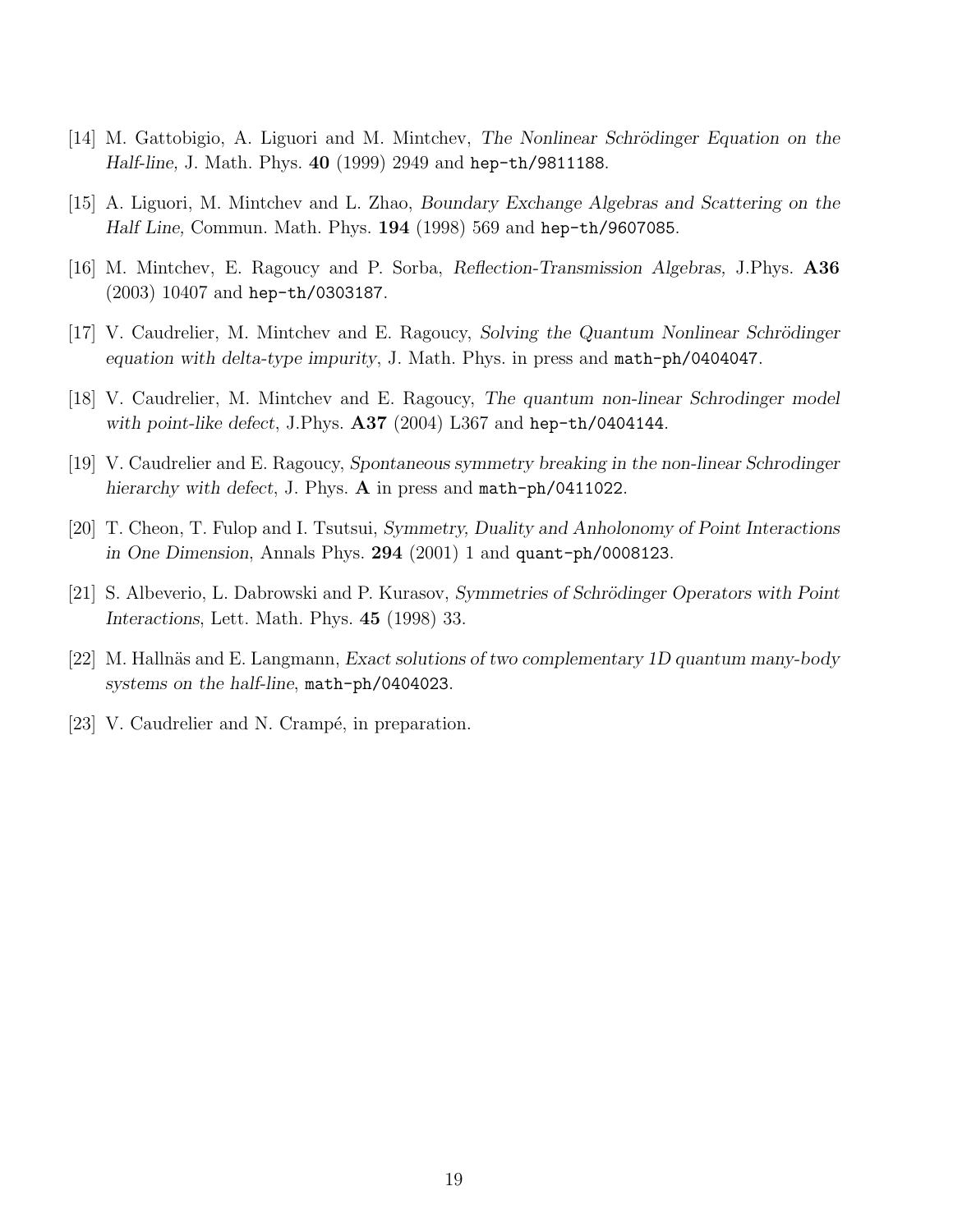[14] M. Gattobigio, A. Liguori and M. Mintchev, *The Nonlinear Schrödinger Equation on the Half-line,* J. Math. Phys. **40** (1999) 2949 and `hep-th/9811188`.

[15] A. Liguori, M. Mintchev and L. Zhao, *Boundary Exchange Algebras and Scattering on the Half Line,* Commun. Math. Phys. **194** (1998) 569 and `hep-th/9607085`.

[16] M. Mintchev, E. Ragoucy and P. Sorba, *Reflection-Transmission Algebras,* J.Phys. **A36** (2003) 10407 and `hep-th/0303187`.

[17] V. Caudrelier, M. Mintchev and E. Ragoucy, *Solving the Quantum Nonlinear Schrödinger equation with delta-type impurity*, J. Math. Phys. in press and `math-ph/0404047`.

[18] V. Caudrelier, M. Mintchev and E. Ragoucy, *The quantum non-linear Schrodinger model with point-like defect*, J.Phys. **A37** (2004) L367 and `hep-th/0404144`.

[19] V. Caudrelier and E. Ragoucy, *Spontaneous symmetry breaking in the non-linear Schrodinger hierarchy with defect*, J. Phys. **A** in press and `math-ph/0411022`.

[20] T. Cheon, T. Fulop and I. Tsutsui, *Symmetry, Duality and Anholonomy of Point Interactions in One Dimension*, Annals Phys. **294** (2001) 1 and `quant-ph/0008123`.

[21] S. Albeverio, L. Dabrowski and P. Kurasov, *Symmetries of Schrödinger Operators with Point Interactions*, Lett. Math. Phys. **45** (1998) 33.

[22] M. Hallnäs and E. Langmann, *Exact solutions of two complementary 1D quantum many-body systems on the half-line*, `math-ph/0404023`.

[23] V. Caudrelier and N. Crampé, in preparation.